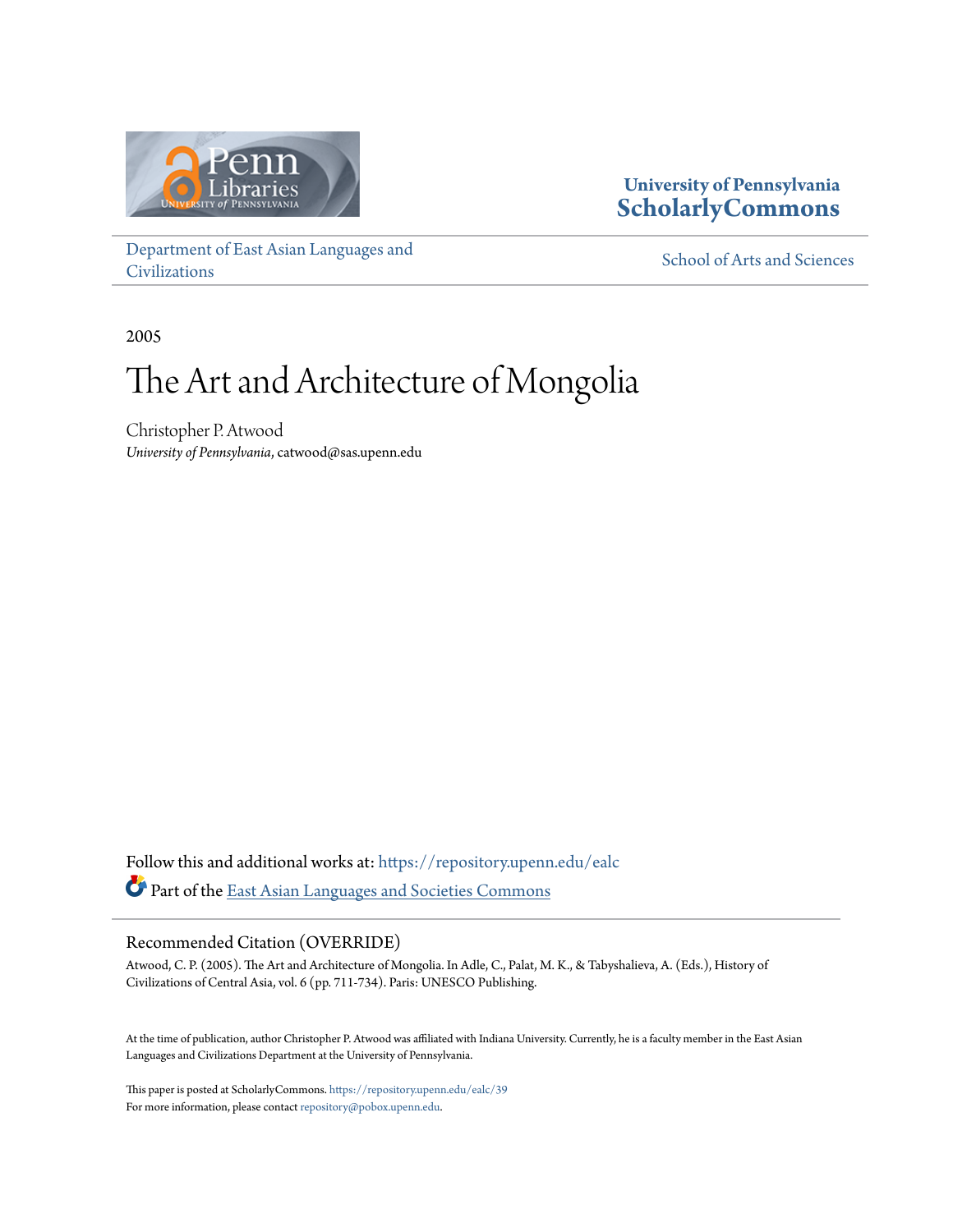University of Pennsylvania
**ScholarlyCommons**

Department of East Asian Languages and Civilizations

School of Arts and Sciences

2005

# The Art and Architecture of Mongolia

Christopher P. Atwood
*University of Pennsylvania*, catwood@sas.upenn.edu

Follow this and additional works at: https://repository.upenn.edu/ealc

Part of the East Asian Languages and Societies Commons

## Recommended Citation (OVERRIDE)

Atwood, C. P. (2005). The Art and Architecture of Mongolia. In Adle, C., Palat, M. K., & Tabyshalieva, A. (Eds.), History of Civilizations of Central Asia, vol. 6 (pp. 711-734). Paris: UNESCO Publishing.

At the time of publication, author Christopher P. Atwood was affiliated with Indiana University. Currently, he is a faculty member in the East Asian Languages and Civilizations Department at the University of Pennsylvania.

This paper is posted at ScholarlyCommons. https://repository.upenn.edu/ealc/39
For more information, please contact repository@pobox.upenn.edu.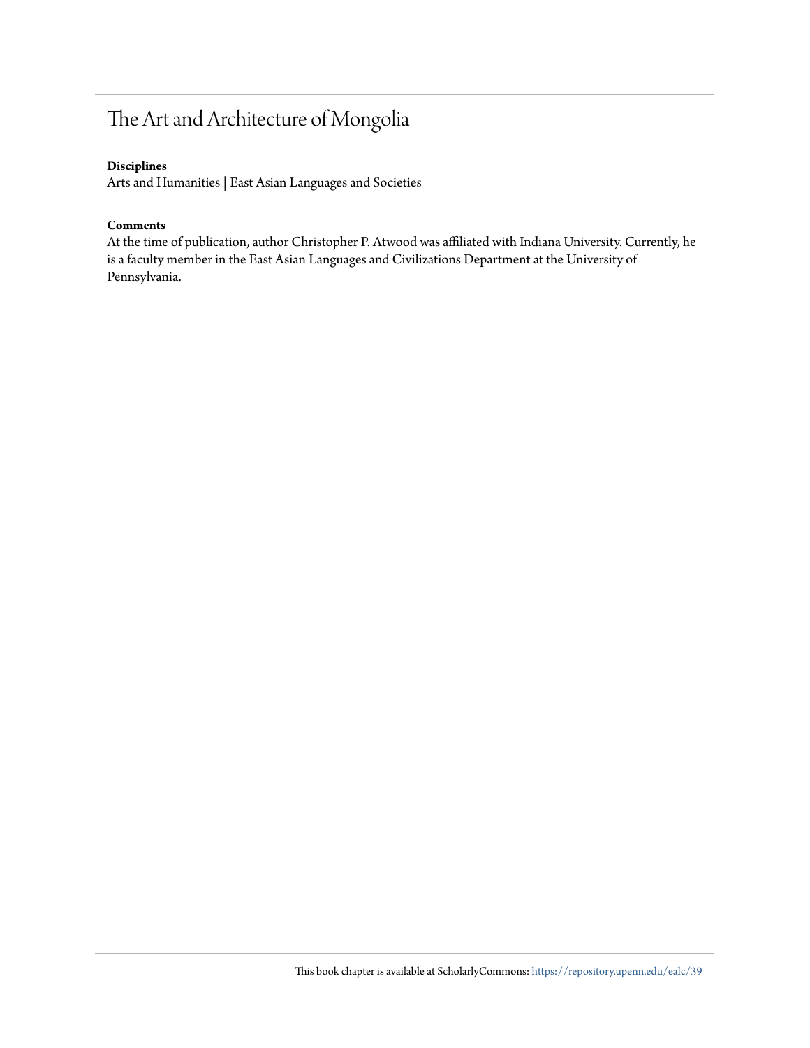# The Art and Architecture of Mongolia

**Disciplines**
Arts and Humanities | East Asian Languages and Societies

**Comments**
At the time of publication, author Christopher P. Atwood was affiliated with Indiana University. Currently, he is a faculty member in the East Asian Languages and Civilizations Department at the University of Pennsylvania.

This book chapter is available at ScholarlyCommons: https://repository.upenn.edu/ealc/39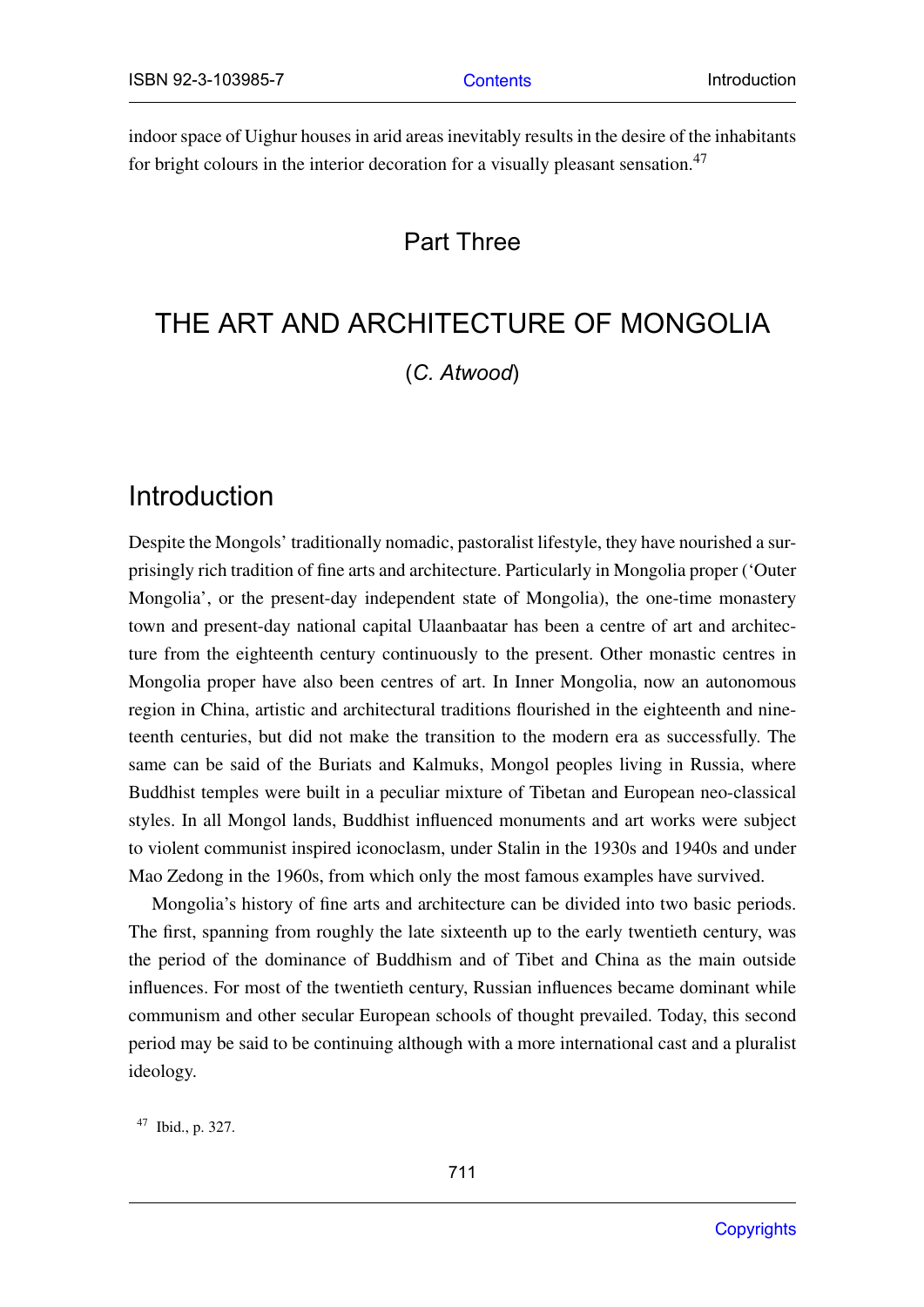indoor space of Uighur houses in arid areas inevitably results in the desire of the inhabitants for bright colours in the interior decoration for a visually pleasant sensation.[47]

# Part Three

# THE ART AND ARCHITECTURE OF MONGOLIA

(*C. Atwood*)

## Introduction

Despite the Mongols' traditionally nomadic, pastoralist lifestyle, they have nourished a surprisingly rich tradition of fine arts and architecture. Particularly in Mongolia proper ('Outer Mongolia', or the present-day independent state of Mongolia), the one-time monastery town and present-day national capital Ulaanbaatar has been a centre of art and architecture from the eighteenth century continuously to the present. Other monastic centres in Mongolia proper have also been centres of art. In Inner Mongolia, now an autonomous region in China, artistic and architectural traditions flourished in the eighteenth and nineteenth centuries, but did not make the transition to the modern era as successfully. The same can be said of the Buriats and Kalmuks, Mongol peoples living in Russia, where Buddhist temples were built in a peculiar mixture of Tibetan and European neo-classical styles. In all Mongol lands, Buddhist influenced monuments and art works were subject to violent communist inspired iconoclasm, under Stalin in the 1930s and 1940s and under Mao Zedong in the 1960s, from which only the most famous examples have survived.

Mongolia's history of fine arts and architecture can be divided into two basic periods. The first, spanning from roughly the late sixteenth up to the early twentieth century, was the period of the dominance of Buddhism and of Tibet and China as the main outside influences. For most of the twentieth century, Russian influences became dominant while communism and other secular European schools of thought prevailed. Today, this second period may be said to be continuing although with a more international cast and a pluralist ideology.

[47] Ibid., p. 327.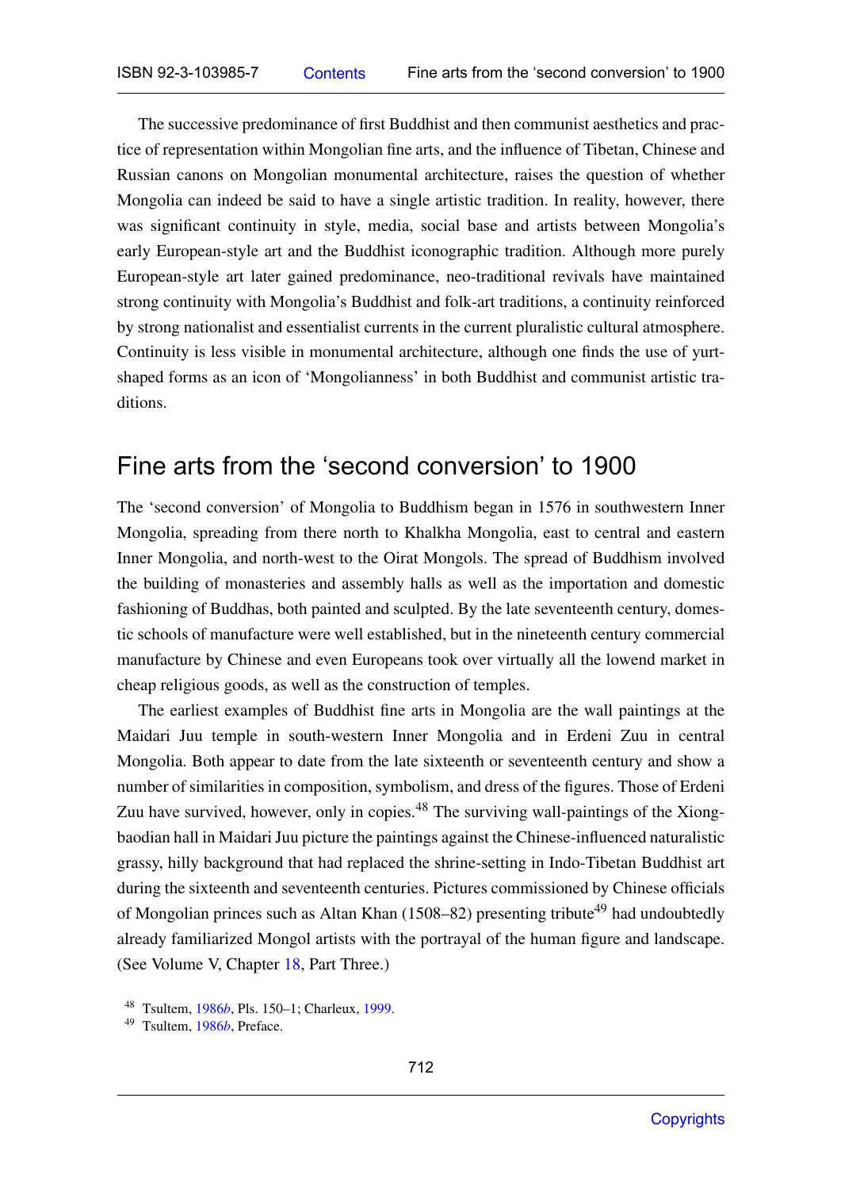The successive predominance of first Buddhist and then communist aesthetics and practice of representation within Mongolian fine arts, and the influence of Tibetan, Chinese and Russian canons on Mongolian monumental architecture, raises the question of whether Mongolia can indeed be said to have a single artistic tradition. In reality, however, there was significant continuity in style, media, social base and artists between Mongolia's early European-style art and the Buddhist iconographic tradition. Although more purely European-style art later gained predominance, neo-traditional revivals have maintained strong continuity with Mongolia's Buddhist and folk-art traditions, a continuity reinforced by strong nationalist and essentialist currents in the current pluralistic cultural atmosphere. Continuity is less visible in monumental architecture, although one finds the use of yurt-shaped forms as an icon of 'Mongolianness' in both Buddhist and communist artistic traditions.

## Fine arts from the 'second conversion' to 1900

The 'second conversion' of Mongolia to Buddhism began in 1576 in southwestern Inner Mongolia, spreading from there north to Khalkha Mongolia, east to central and eastern Inner Mongolia, and north-west to the Oirat Mongols. The spread of Buddhism involved the building of monasteries and assembly halls as well as the importation and domestic fashioning of Buddhas, both painted and sculpted. By the late seventeenth century, domestic schools of manufacture were well established, but in the nineteenth century commercial manufacture by Chinese and even Europeans took over virtually all the lowend market in cheap religious goods, as well as the construction of temples.

The earliest examples of Buddhist fine arts in Mongolia are the wall paintings at the Maidari Juu temple in south-western Inner Mongolia and in Erdeni Zuu in central Mongolia. Both appear to date from the late sixteenth or seventeenth century and show a number of similarities in composition, symbolism, and dress of the figures. Those of Erdeni Zuu have survived, however, only in copies.[48] The surviving wall-paintings of the Xiongbaodian hall in Maidari Juu picture the paintings against the Chinese-influenced naturalistic grassy, hilly background that had replaced the shrine-setting in Indo-Tibetan Buddhist art during the sixteenth and seventeenth centuries. Pictures commissioned by Chinese officials of Mongolian princes such as Altan Khan (1508–82) presenting tribute[49] had undoubtedly already familiarized Mongol artists with the portrayal of the human figure and landscape. (See Volume V, Chapter 18, Part Three.)

[48] Tsultem, 1986*b*, Pls. 150–1; Charleux, 1999.

[49] Tsultem, 1986*b*, Preface.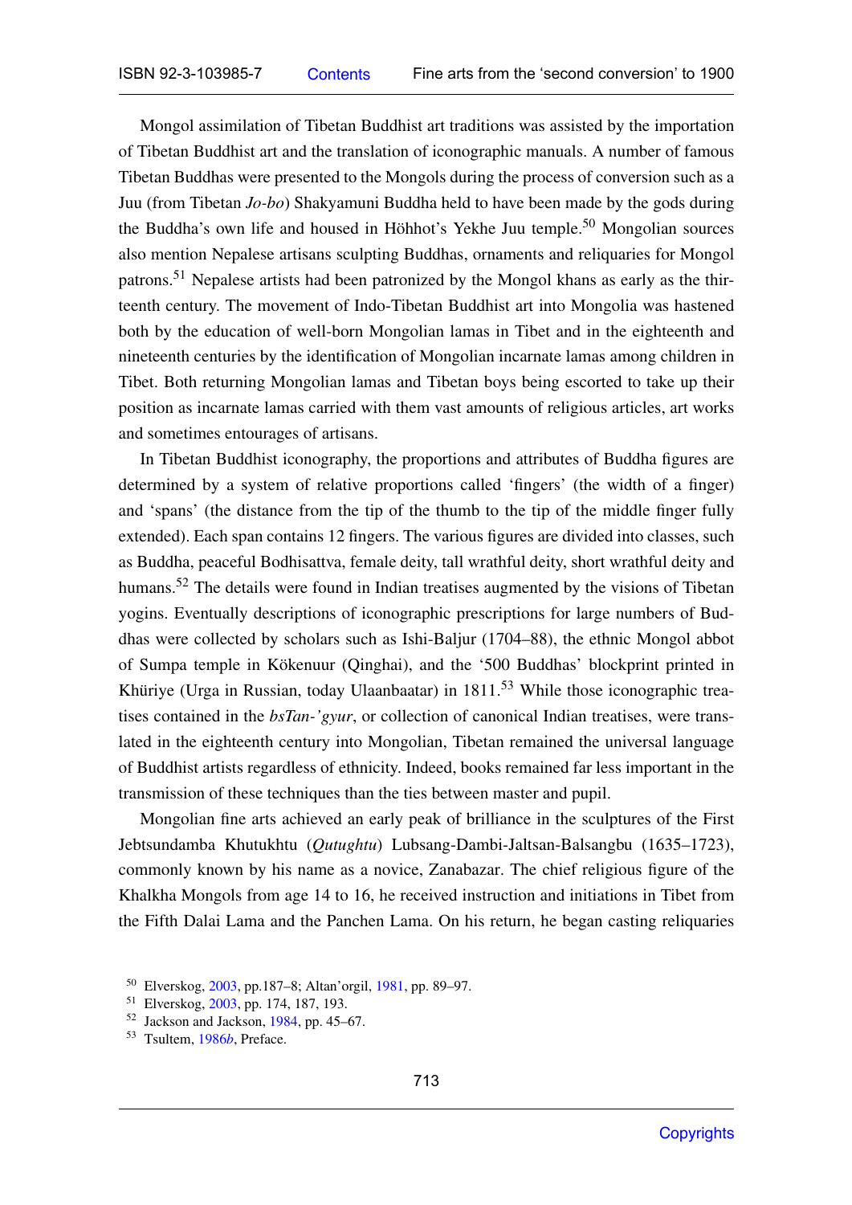Mongol assimilation of Tibetan Buddhist art traditions was assisted by the importation of Tibetan Buddhist art and the translation of iconographic manuals. A number of famous Tibetan Buddhas were presented to the Mongols during the process of conversion such as a Juu (from Tibetan *Jo-bo*) Shakyamuni Buddha held to have been made by the gods during the Buddha's own life and housed in Höhhot's Yekhe Juu temple.[50] Mongolian sources also mention Nepalese artisans sculpting Buddhas, ornaments and reliquaries for Mongol patrons.[51] Nepalese artists had been patronized by the Mongol khans as early as the thirteenth century. The movement of Indo-Tibetan Buddhist art into Mongolia was hastened both by the education of well-born Mongolian lamas in Tibet and in the eighteenth and nineteenth centuries by the identification of Mongolian incarnate lamas among children in Tibet. Both returning Mongolian lamas and Tibetan boys being escorted to take up their position as incarnate lamas carried with them vast amounts of religious articles, art works and sometimes entourages of artisans.

In Tibetan Buddhist iconography, the proportions and attributes of Buddha figures are determined by a system of relative proportions called 'fingers' (the width of a finger) and 'spans' (the distance from the tip of the thumb to the tip of the middle finger fully extended). Each span contains 12 fingers. The various figures are divided into classes, such as Buddha, peaceful Bodhisattva, female deity, tall wrathful deity, short wrathful deity and humans.[52] The details were found in Indian treatises augmented by the visions of Tibetan yogins. Eventually descriptions of iconographic prescriptions for large numbers of Buddhas were collected by scholars such as Ishi-Baljur (1704–88), the ethnic Mongol abbot of Sumpa temple in Kökenuur (Qinghai), and the '500 Buddhas' blockprint printed in Khüriye (Urga in Russian, today Ulaanbaatar) in 1811.[53] While those iconographic treatises contained in the *bsTan-'gyur*, or collection of canonical Indian treatises, were translated in the eighteenth century into Mongolian, Tibetan remained the universal language of Buddhist artists regardless of ethnicity. Indeed, books remained far less important in the transmission of these techniques than the ties between master and pupil.

Mongolian fine arts achieved an early peak of brilliance in the sculptures of the First Jebtsundamba Khutukhtu (*Qutughtu*) Lubsang-Dambi-Jaltsan-Balsangbu (1635–1723), commonly known by his name as a novice, Zanabazar. The chief religious figure of the Khalkha Mongols from age 14 to 16, he received instruction and initiations in Tibet from the Fifth Dalai Lama and the Panchen Lama. On his return, he began casting reliquaries

---

[50] Elverskog, 2003, pp.187–8; Altan'orgil, 1981, pp. 89–97.

[51] Elverskog, 2003, pp. 174, 187, 193.

[52] Jackson and Jackson, 1984, pp. 45–67.

[53] Tsultem, 1986*b*, Preface.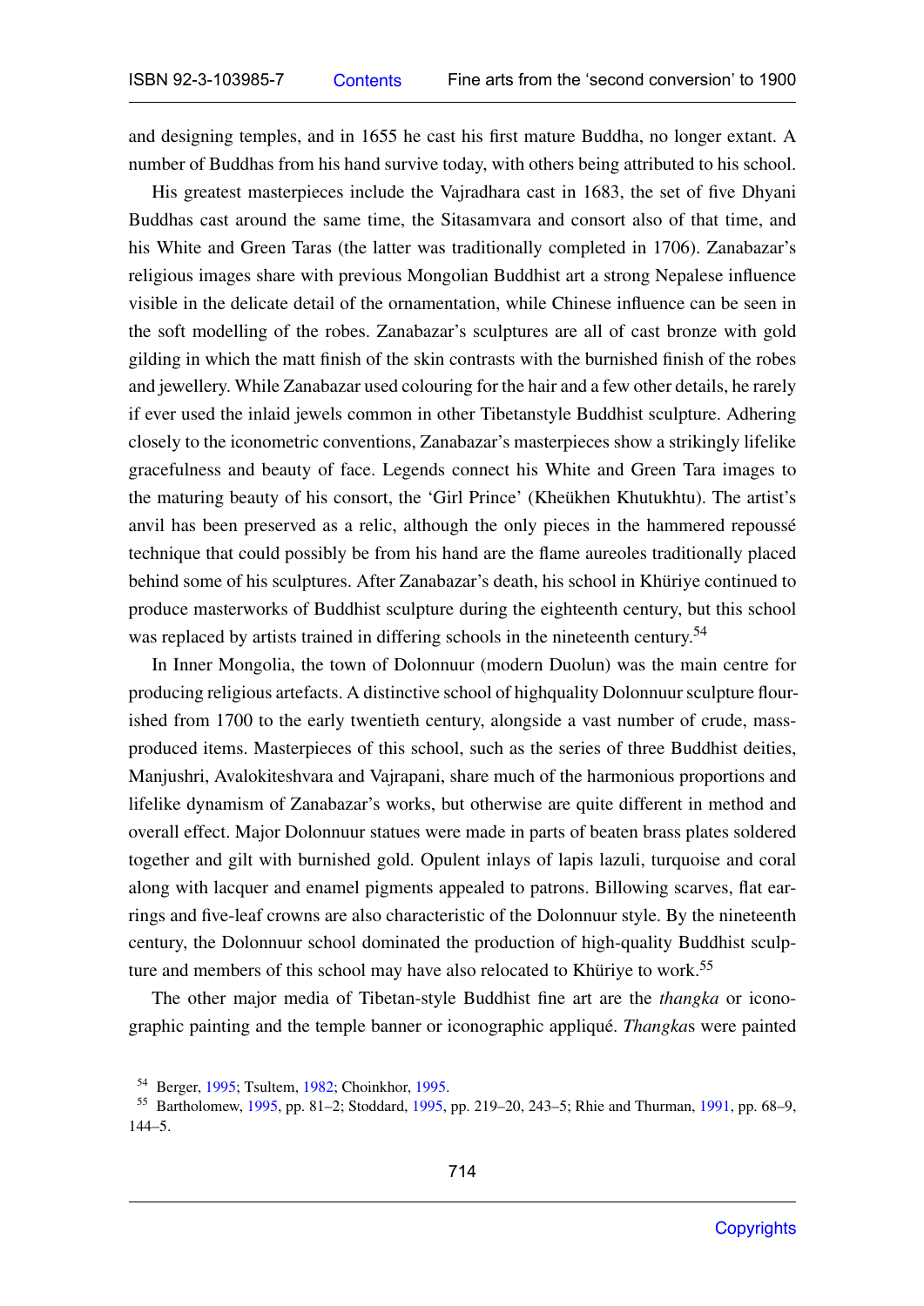and designing temples, and in 1655 he cast his first mature Buddha, no longer extant. A number of Buddhas from his hand survive today, with others being attributed to his school.

His greatest masterpieces include the Vajradhara cast in 1683, the set of five Dhyani Buddhas cast around the same time, the Sitasamvara and consort also of that time, and his White and Green Taras (the latter was traditionally completed in 1706). Zanabazar's religious images share with previous Mongolian Buddhist art a strong Nepalese influence visible in the delicate detail of the ornamentation, while Chinese influence can be seen in the soft modelling of the robes. Zanabazar's sculptures are all of cast bronze with gold gilding in which the matt finish of the skin contrasts with the burnished finish of the robes and jewellery. While Zanabazar used colouring for the hair and a few other details, he rarely if ever used the inlaid jewels common in other Tibetanstyle Buddhist sculpture. Adhering closely to the iconometric conventions, Zanabazar's masterpieces show a strikingly lifelike gracefulness and beauty of face. Legends connect his White and Green Tara images to the maturing beauty of his consort, the 'Girl Prince' (Kheükhen Khutukhtu). The artist's anvil has been preserved as a relic, although the only pieces in the hammered repoussé technique that could possibly be from his hand are the flame aureoles traditionally placed behind some of his sculptures. After Zanabazar's death, his school in Khüriye continued to produce masterworks of Buddhist sculpture during the eighteenth century, but this school was replaced by artists trained in differing schools in the nineteenth century.[54]

In Inner Mongolia, the town of Dolonnuur (modern Duolun) was the main centre for producing religious artefacts. A distinctive school of highquality Dolonnuur sculpture flourished from 1700 to the early twentieth century, alongside a vast number of crude, mass-produced items. Masterpieces of this school, such as the series of three Buddhist deities, Manjushri, Avalokiteshvara and Vajrapani, share much of the harmonious proportions and lifelike dynamism of Zanabazar's works, but otherwise are quite different in method and overall effect. Major Dolonnuur statues were made in parts of beaten brass plates soldered together and gilt with burnished gold. Opulent inlays of lapis lazuli, turquoise and coral along with lacquer and enamel pigments appealed to patrons. Billowing scarves, flat earrings and five-leaf crowns are also characteristic of the Dolonnuur style. By the nineteenth century, the Dolonnuur school dominated the production of high-quality Buddhist sculpture and members of this school may have also relocated to Khüriye to work.[55]

The other major media of Tibetan-style Buddhist fine art are the *thangka* or iconographic painting and the temple banner or iconographic appliqué. *Thangka*s were painted

---

[54] Berger, 1995; Tsultem, 1982; Choinkhor, 1995.

[55] Bartholomew, 1995, pp. 81–2; Stoddard, 1995, pp. 219–20, 243–5; Rhie and Thurman, 1991, pp. 68–9, 144–5.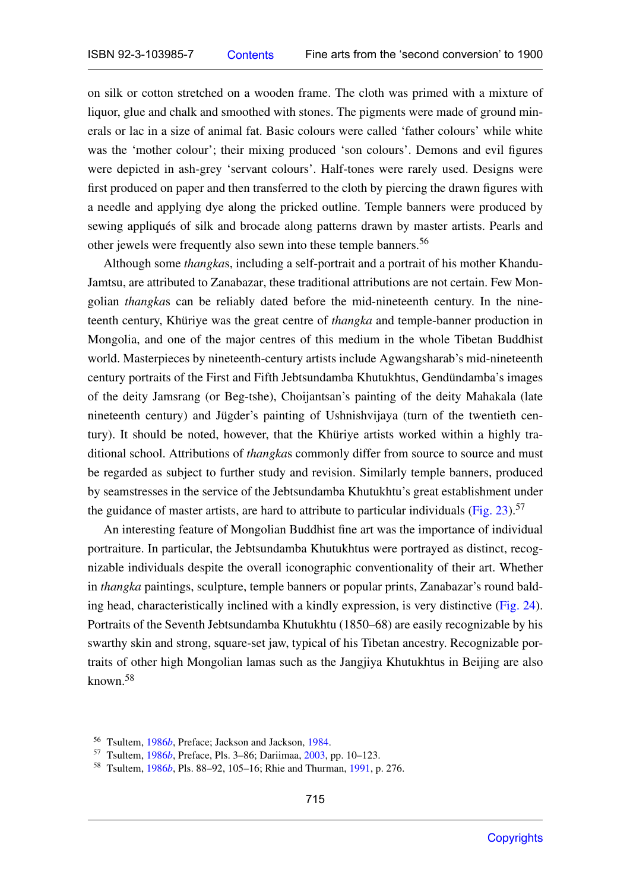on silk or cotton stretched on a wooden frame. The cloth was primed with a mixture of liquor, glue and chalk and smoothed with stones. The pigments were made of ground minerals or lac in a size of animal fat. Basic colours were called 'father colours' while white was the 'mother colour'; their mixing produced 'son colours'. Demons and evil figures were depicted in ash-grey 'servant colours'. Half-tones were rarely used. Designs were first produced on paper and then transferred to the cloth by piercing the drawn figures with a needle and applying dye along the pricked outline. Temple banners were produced by sewing appliqués of silk and brocade along patterns drawn by master artists. Pearls and other jewels were frequently also sewn into these temple banners.[56]

Although some *thangka*s, including a self-portrait and a portrait of his mother Khandu-Jamtsu, are attributed to Zanabazar, these traditional attributions are not certain. Few Mongolian *thangka*s can be reliably dated before the mid-nineteenth century. In the nineteenth century, Khüriye was the great centre of *thangka* and temple-banner production in Mongolia, and one of the major centres of this medium in the whole Tibetan Buddhist world. Masterpieces by nineteenth-century artists include Agwangsharab's mid-nineteenth century portraits of the First and Fifth Jebtsundamba Khutukhtus, Gendündamba's images of the deity Jamsrang (or Beg-tshe), Choijantsan's painting of the deity Mahakala (late nineteenth century) and Jügder's painting of Ushnishvijaya (turn of the twentieth century). It should be noted, however, that the Khüriye artists worked within a highly traditional school. Attributions of *thangka*s commonly differ from source to source and must be regarded as subject to further study and revision. Similarly temple banners, produced by seamstresses in the service of the Jebtsundamba Khutukhtu's great establishment under the guidance of master artists, are hard to attribute to particular individuals (Fig. 23).[57]

An interesting feature of Mongolian Buddhist fine art was the importance of individual portraiture. In particular, the Jebtsundamba Khutukhtus were portrayed as distinct, recognizable individuals despite the overall iconographic conventionality of their art. Whether in *thangka* paintings, sculpture, temple banners or popular prints, Zanabazar's round balding head, characteristically inclined with a kindly expression, is very distinctive (Fig. 24). Portraits of the Seventh Jebtsundamba Khutukhtu (1850–68) are easily recognizable by his swarthy skin and strong, square-set jaw, typical of his Tibetan ancestry. Recognizable portraits of other high Mongolian lamas such as the Jangjiya Khutukhtus in Beijing are also known.[58]

[56] Tsultem, 1986*b*, Preface; Jackson and Jackson, 1984.

[57] Tsultem, 1986*b*, Preface, Pls. 3–86; Dariimaa, 2003, pp. 10–123.

[58] Tsultem, 1986*b*, Pls. 88–92, 105–16; Rhie and Thurman, 1991, p. 276.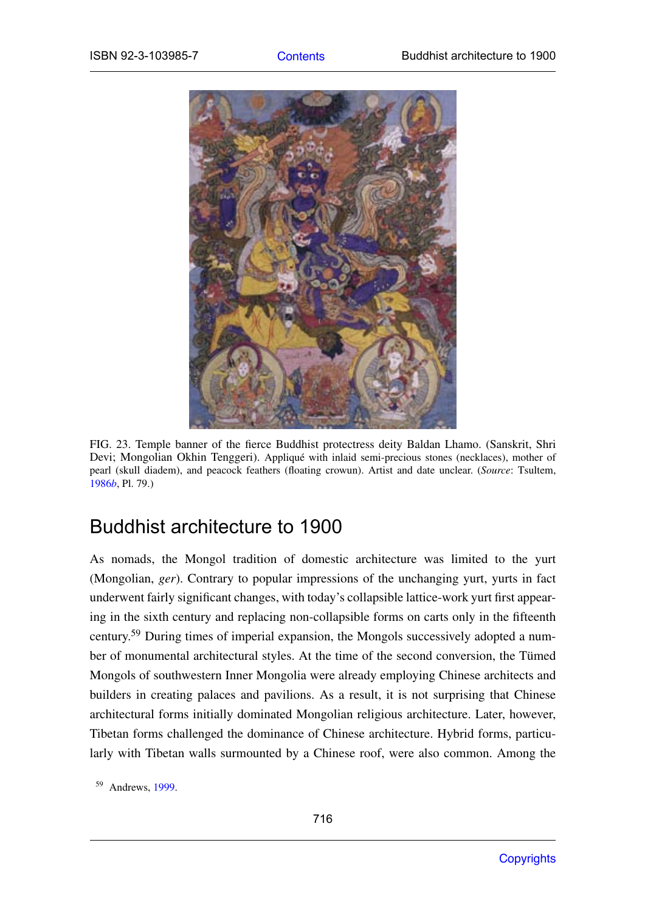FIG. 23. Temple banner of the fierce Buddhist protectress deity Baldan Lhamo. (Sanskrit, Shri Devi; Mongolian Okhin Tenggeri). Appliqué with inlaid semi-precious stones (necklaces), mother of pearl (skull diadem), and peacock feathers (floating crowun). Artist and date unclear. (*Source*: Tsultem, 1986*b*, Pl. 79.)

## Buddhist architecture to 1900

As nomads, the Mongol tradition of domestic architecture was limited to the yurt (Mongolian, *ger*). Contrary to popular impressions of the unchanging yurt, yurts in fact underwent fairly significant changes, with today's collapsible lattice-work yurt first appearing in the sixth century and replacing non-collapsible forms on carts only in the fifteenth century.[59] During times of imperial expansion, the Mongols successively adopted a number of monumental architectural styles. At the time of the second conversion, the Tümed Mongols of southwestern Inner Mongolia were already employing Chinese architects and builders in creating palaces and pavilions. As a result, it is not surprising that Chinese architectural forms initially dominated Mongolian religious architecture. Later, however, Tibetan forms challenged the dominance of Chinese architecture. Hybrid forms, particularly with Tibetan walls surmounted by a Chinese roof, were also common. Among the

[59] Andrews, 1999.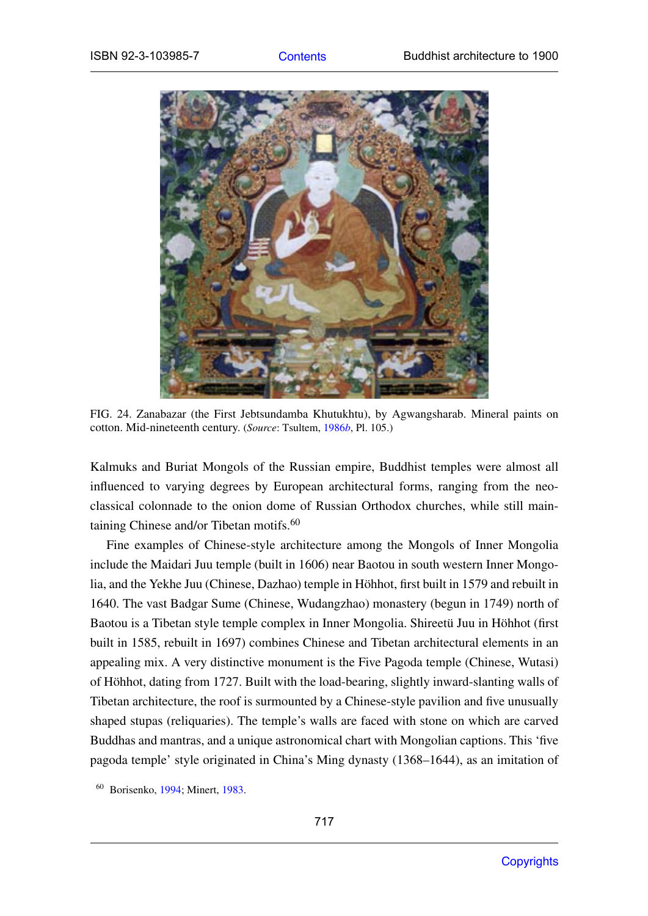FIG. 24. Zanabazar (the First Jebtsundamba Khutukhtu), by Agwangsharab. Mineral paints on cotton. Mid-nineteenth century. (*Source*: Tsultem, 1986*b*, Pl. 105.)

Kalmuks and Buriat Mongols of the Russian empire, Buddhist temples were almost all influenced to varying degrees by European architectural forms, ranging from the neo-classical colonnade to the onion dome of Russian Orthodox churches, while still maintaining Chinese and/or Tibetan motifs.[60]

Fine examples of Chinese-style architecture among the Mongols of Inner Mongolia include the Maidari Juu temple (built in 1606) near Baotou in south western Inner Mongolia, and the Yekhe Juu (Chinese, Dazhao) temple in Höhhot, first built in 1579 and rebuilt in 1640. The vast Badgar Sume (Chinese, Wudangzhao) monastery (begun in 1749) north of Baotou is a Tibetan style temple complex in Inner Mongolia. Shireetü Juu in Höhhot (first built in 1585, rebuilt in 1697) combines Chinese and Tibetan architectural elements in an appealing mix. A very distinctive monument is the Five Pagoda temple (Chinese, Wutasi) of Höhhot, dating from 1727. Built with the load-bearing, slightly inward-slanting walls of Tibetan architecture, the roof is surmounted by a Chinese-style pavilion and five unusually shaped stupas (reliquaries). The temple's walls are faced with stone on which are carved Buddhas and mantras, and a unique astronomical chart with Mongolian captions. This 'five pagoda temple' style originated in China's Ming dynasty (1368–1644), as an imitation of

[60] Borisenko, 1994; Minert, 1983.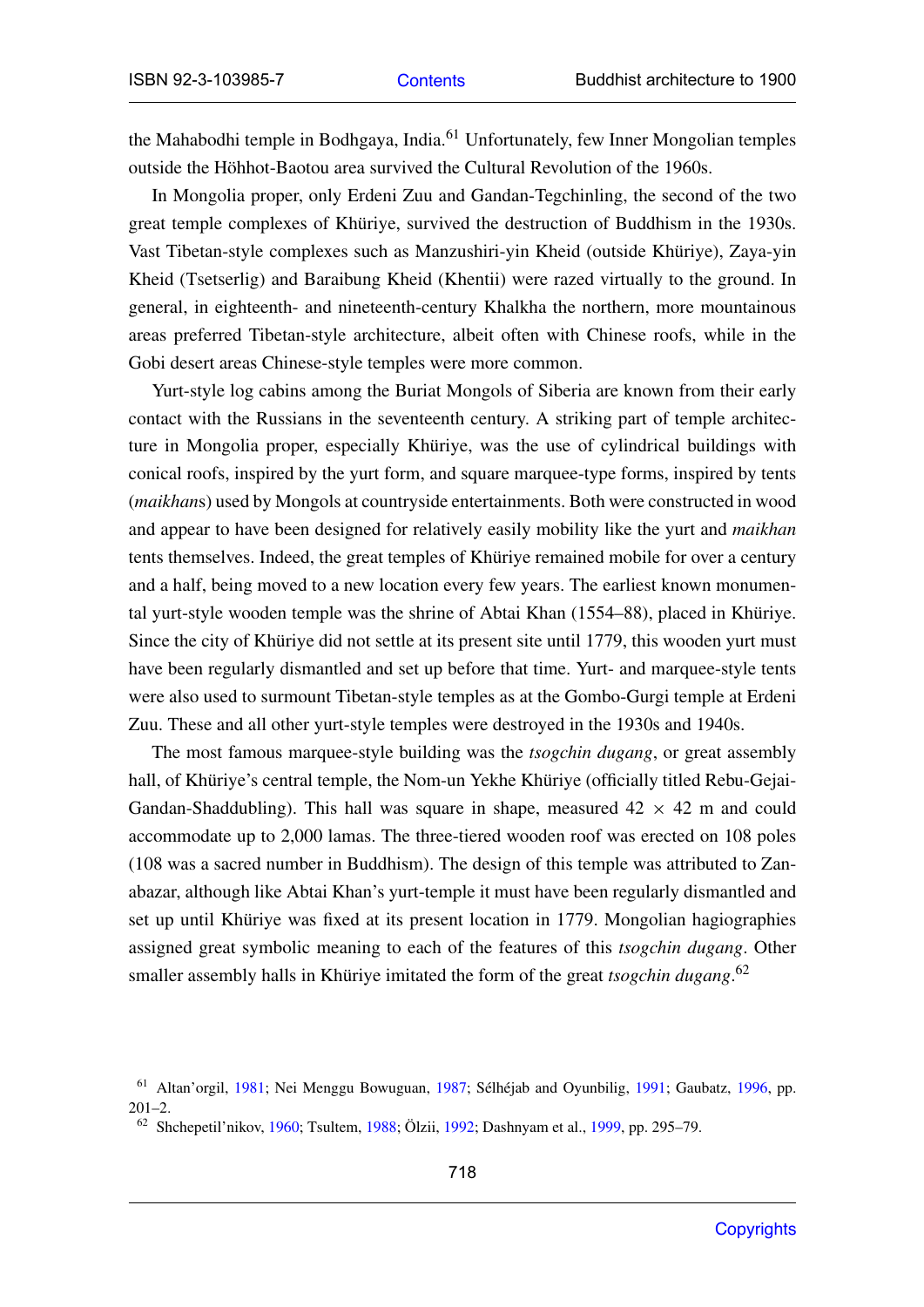the Mahabodhi temple in Bodhgaya, India.[61] Unfortunately, few Inner Mongolian temples outside the Höhhot-Baotou area survived the Cultural Revolution of the 1960s.

In Mongolia proper, only Erdeni Zuu and Gandan-Tegchinling, the second of the two great temple complexes of Khüriye, survived the destruction of Buddhism in the 1930s. Vast Tibetan-style complexes such as Manzushiri-yin Kheid (outside Khüriye), Zaya-yin Kheid (Tsetserlig) and Baraibung Kheid (Khentii) were razed virtually to the ground. In general, in eighteenth- and nineteenth-century Khalkha the northern, more mountainous areas preferred Tibetan-style architecture, albeit often with Chinese roofs, while in the Gobi desert areas Chinese-style temples were more common.

Yurt-style log cabins among the Buriat Mongols of Siberia are known from their early contact with the Russians in the seventeenth century. A striking part of temple architecture in Mongolia proper, especially Khüriye, was the use of cylindrical buildings with conical roofs, inspired by the yurt form, and square marquee-type forms, inspired by tents (*maikhan*s) used by Mongols at countryside entertainments. Both were constructed in wood and appear to have been designed for relatively easily mobility like the yurt and *maikhan* tents themselves. Indeed, the great temples of Khüriye remained mobile for over a century and a half, being moved to a new location every few years. The earliest known monumental yurt-style wooden temple was the shrine of Abtai Khan (1554–88), placed in Khüriye. Since the city of Khüriye did not settle at its present site until 1779, this wooden yurt must have been regularly dismantled and set up before that time. Yurt- and marquee-style tents were also used to surmount Tibetan-style temples as at the Gombo-Gurgi temple at Erdeni Zuu. These and all other yurt-style temples were destroyed in the 1930s and 1940s.

The most famous marquee-style building was the *tsogchin dugang*, or great assembly hall, of Khüriye's central temple, the Nom-un Yekhe Khüriye (officially titled Rebu-Gejai-Gandan-Shaddubling). This hall was square in shape, measured 42 × 42 m and could accommodate up to 2,000 lamas. The three-tiered wooden roof was erected on 108 poles (108 was a sacred number in Buddhism). The design of this temple was attributed to Zanabazar, although like Abtai Khan's yurt-temple it must have been regularly dismantled and set up until Khüriye was fixed at its present location in 1779. Mongolian hagiographies assigned great symbolic meaning to each of the features of this *tsogchin dugang*. Other smaller assembly halls in Khüriye imitated the form of the great *tsogchin dugang*.[62]

[61] Altan'orgil, 1981; Nei Menggu Bowuguan, 1987; Sélhéjab and Oyunbilig, 1991; Gaubatz, 1996, pp. 201–2.

[62] Shchepetil'nikov, 1960; Tsultem, 1988; Ölzii, 1992; Dashnyam et al., 1999, pp. 295–79.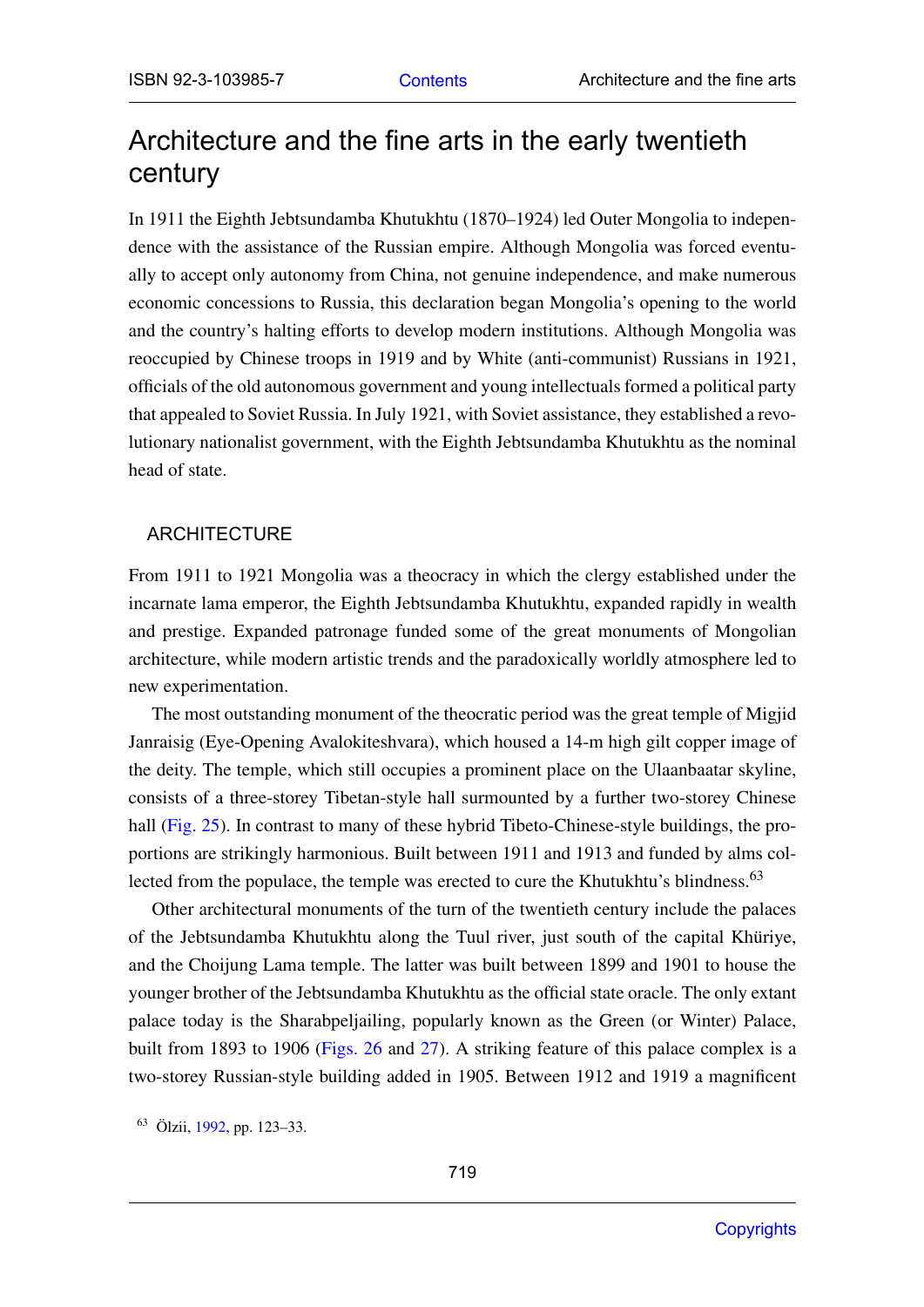# Architecture and the fine arts in the early twentieth century

In 1911 the Eighth Jebtsundamba Khutukhtu (1870–1924) led Outer Mongolia to independence with the assistance of the Russian empire. Although Mongolia was forced eventually to accept only autonomy from China, not genuine independence, and make numerous economic concessions to Russia, this declaration began Mongolia's opening to the world and the country's halting efforts to develop modern institutions. Although Mongolia was reoccupied by Chinese troops in 1919 and by White (anti-communist) Russians in 1921, officials of the old autonomous government and young intellectuals formed a political party that appealed to Soviet Russia. In July 1921, with Soviet assistance, they established a revolutionary nationalist government, with the Eighth Jebtsundamba Khutukhtu as the nominal head of state.

## ARCHITECTURE

From 1911 to 1921 Mongolia was a theocracy in which the clergy established under the incarnate lama emperor, the Eighth Jebtsundamba Khutukhtu, expanded rapidly in wealth and prestige. Expanded patronage funded some of the great monuments of Mongolian architecture, while modern artistic trends and the paradoxically worldly atmosphere led to new experimentation.

The most outstanding monument of the theocratic period was the great temple of Migjid Janraisig (Eye-Opening Avalokiteshvara), which housed a 14-m high gilt copper image of the deity. The temple, which still occupies a prominent place on the Ulaanbaatar skyline, consists of a three-storey Tibetan-style hall surmounted by a further two-storey Chinese hall (Fig. 25). In contrast to many of these hybrid Tibeto-Chinese-style buildings, the proportions are strikingly harmonious. Built between 1911 and 1913 and funded by alms collected from the populace, the temple was erected to cure the Khutukhtu's blindness.[63]

Other architectural monuments of the turn of the twentieth century include the palaces of the Jebtsundamba Khutukhtu along the Tuul river, just south of the capital Khüriye, and the Choijung Lama temple. The latter was built between 1899 and 1901 to house the younger brother of the Jebtsundamba Khutukhtu as the official state oracle. The only extant palace today is the Sharabpeljailing, popularly known as the Green (or Winter) Palace, built from 1893 to 1906 (Figs. 26 and 27). A striking feature of this palace complex is a two-storey Russian-style building added in 1905. Between 1912 and 1919 a magnificent

[63] Ölzii, 1992, pp. 123–33.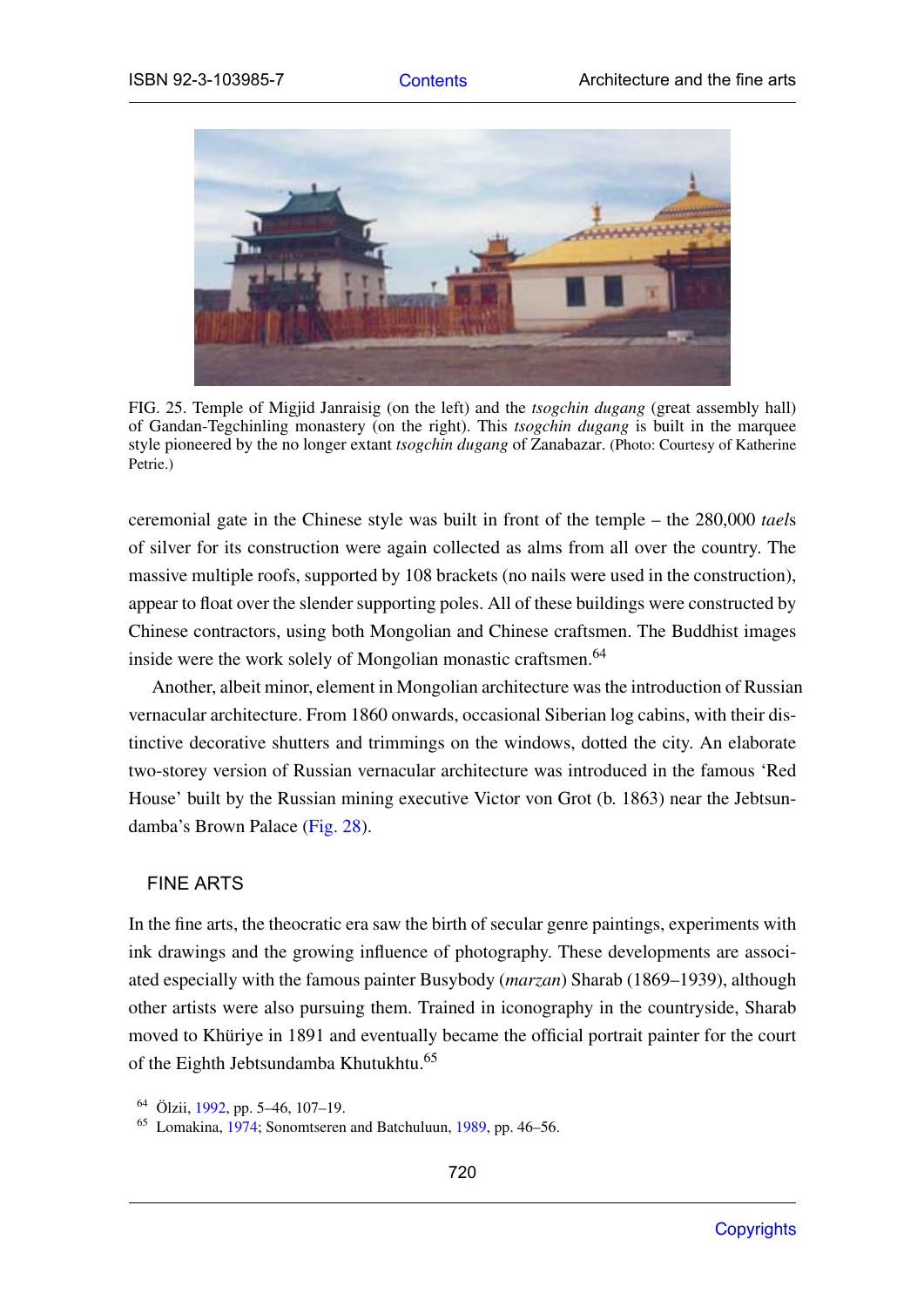FIG. 25. Temple of Migjid Janraisig (on the left) and the *tsogchin dugang* (great assembly hall) of Gandan-Tegchinling monastery (on the right). This *tsogchin dugang* is built in the marquee style pioneered by the no longer extant *tsogchin dugang* of Zanabazar. (Photo: Courtesy of Katherine Petrie.)

ceremonial gate in the Chinese style was built in front of the temple – the 280,000 *tael*s of silver for its construction were again collected as alms from all over the country. The massive multiple roofs, supported by 108 brackets (no nails were used in the construction), appear to float over the slender supporting poles. All of these buildings were constructed by Chinese contractors, using both Mongolian and Chinese craftsmen. The Buddhist images inside were the work solely of Mongolian monastic craftsmen.[64]

Another, albeit minor, element in Mongolian architecture was the introduction of Russian vernacular architecture. From 1860 onwards, occasional Siberian log cabins, with their distinctive decorative shutters and trimmings on the windows, dotted the city. An elaborate two-storey version of Russian vernacular architecture was introduced in the famous 'Red House' built by the Russian mining executive Victor von Grot (b. 1863) near the Jebtsundamba's Brown Palace (Fig. 28).

## FINE ARTS

In the fine arts, the theocratic era saw the birth of secular genre paintings, experiments with ink drawings and the growing influence of photography. These developments are associated especially with the famous painter Busybody (*marzan*) Sharab (1869–1939), although other artists were also pursuing them. Trained in iconography in the countryside, Sharab moved to Khüriye in 1891 and eventually became the official portrait painter for the court of the Eighth Jebtsundamba Khutukhtu.[65]

[64] Ölzii, 1992, pp. 5–46, 107–19.
[65] Lomakina, 1974; Sonomtseren and Batchuluun, 1989, pp. 46–56.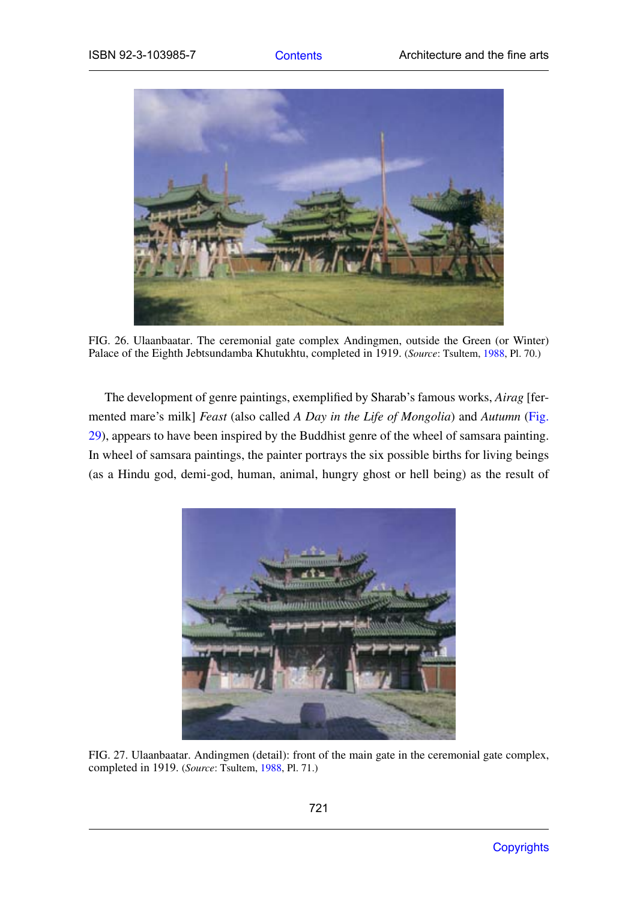FIG. 26. Ulaanbaatar. The ceremonial gate complex Andingmen, outside the Green (or Winter) Palace of the Eighth Jebtsundamba Khutukhtu, completed in 1919. (*Source*: Tsultem, 1988, Pl. 70.)

The development of genre paintings, exemplified by Sharab's famous works, *Airag* [fermented mare's milk] *Feast* (also called *A Day in the Life of Mongolia*) and *Autumn* (Fig. 29), appears to have been inspired by the Buddhist genre of the wheel of samsara painting. In wheel of samsara paintings, the painter portrays the six possible births for living beings (as a Hindu god, demi-god, human, animal, hungry ghost or hell being) as the result of

FIG. 27. Ulaanbaatar. Andingmen (detail): front of the main gate in the ceremonial gate complex, completed in 1919. (*Source*: Tsultem, 1988, Pl. 71.)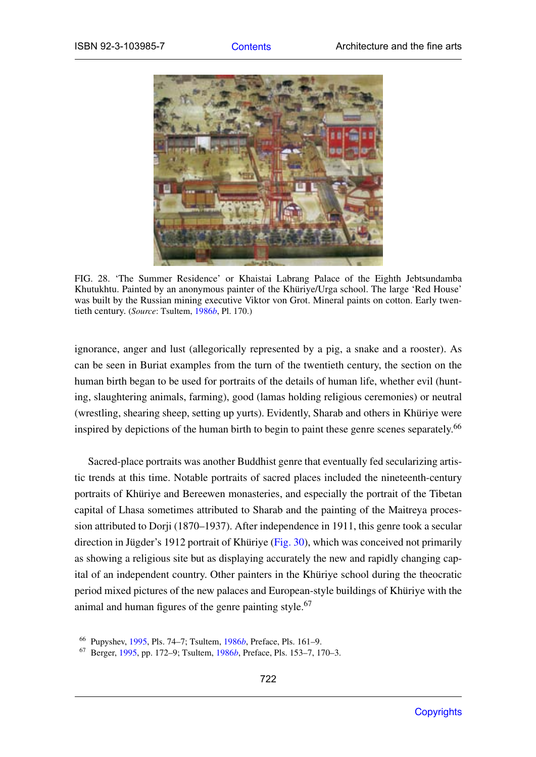FIG. 28. 'The Summer Residence' or Khaistai Labrang Palace of the Eighth Jebtsundamba Khutukhtu. Painted by an anonymous painter of the Khüriye/Urga school. The large 'Red House' was built by the Russian mining executive Viktor von Grot. Mineral paints on cotton. Early twentieth century. (*Source*: Tsultem, 1986*b*, Pl. 170.)

ignorance, anger and lust (allegorically represented by a pig, a snake and a rooster). As can be seen in Buriat examples from the turn of the twentieth century, the section on the human birth began to be used for portraits of the details of human life, whether evil (hunting, slaughtering animals, farming), good (lamas holding religious ceremonies) or neutral (wrestling, shearing sheep, setting up yurts). Evidently, Sharab and others in Khüriye were inspired by depictions of the human birth to begin to paint these genre scenes separately.[66]

Sacred-place portraits was another Buddhist genre that eventually fed secularizing artistic trends at this time. Notable portraits of sacred places included the nineteenth-century portraits of Khüriye and Bereewen monasteries, and especially the portrait of the Tibetan capital of Lhasa sometimes attributed to Sharab and the painting of the Maitreya procession attributed to Dorji (1870–1937). After independence in 1911, this genre took a secular direction in Jügder's 1912 portrait of Khüriye (Fig. 30), which was conceived not primarily as showing a religious site but as displaying accurately the new and rapidly changing capital of an independent country. Other painters in the Khüriye school during the theocratic period mixed pictures of the new palaces and European-style buildings of Khüriye with the animal and human figures of the genre painting style.[67]

[66] Pupyshev, 1995, Pls. 74–7; Tsultem, 1986*b*, Preface, Pls. 161–9.

[67] Berger, 1995, pp. 172–9; Tsultem, 1986*b*, Preface, Pls. 153–7, 170–3.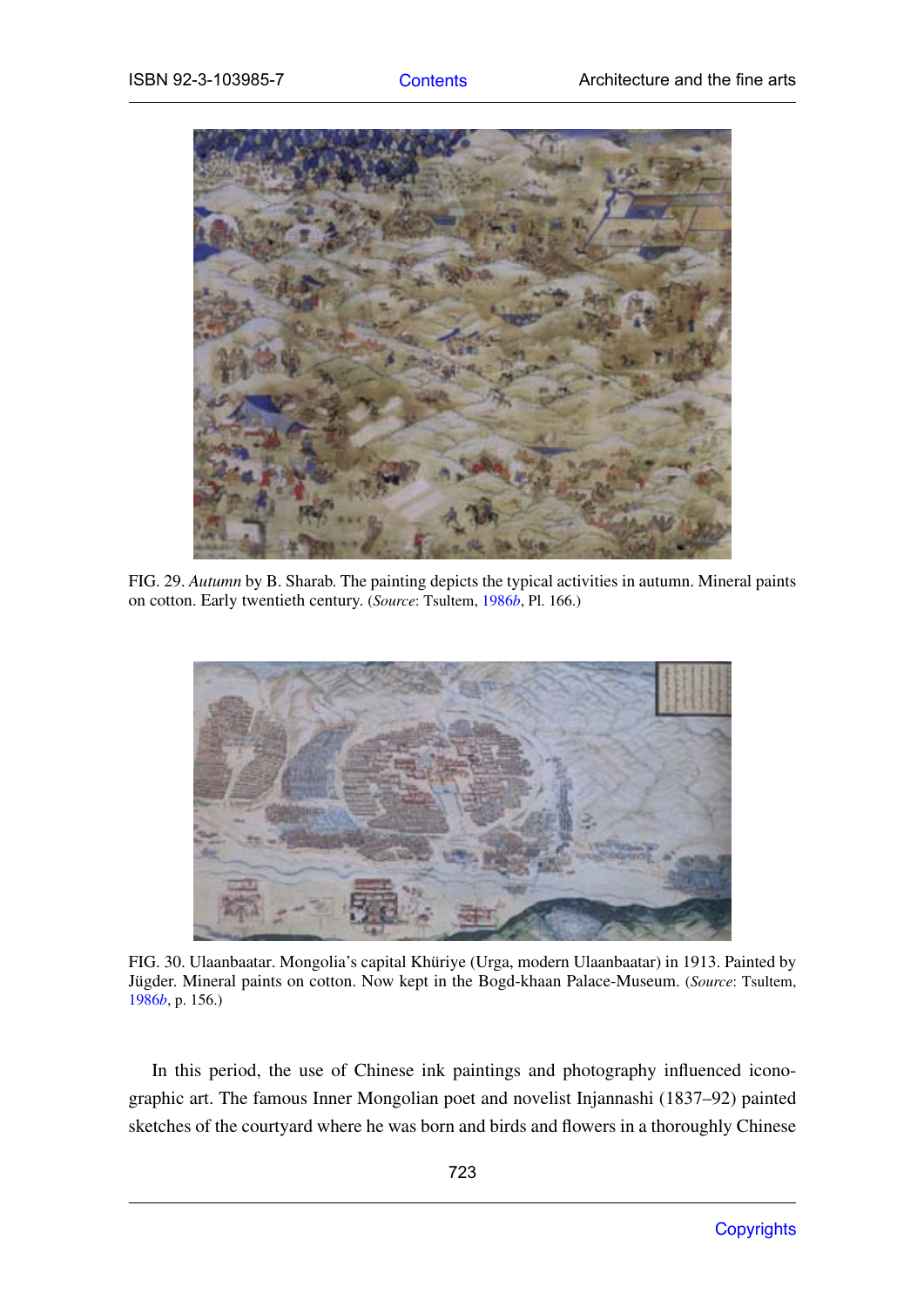FIG. 29. *Autumn* by B. Sharab. The painting depicts the typical activities in autumn. Mineral paints on cotton. Early twentieth century. (*Source*: Tsultem, 1986*b*, Pl. 166.)

FIG. 30. Ulaanbaatar. Mongolia's capital Khüriye (Urga, modern Ulaanbaatar) in 1913. Painted by Jügder. Mineral paints on cotton. Now kept in the Bogd-khaan Palace-Museum. (*Source*: Tsultem, 1986*b*, p. 156.)

In this period, the use of Chinese ink paintings and photography influenced iconographic art. The famous Inner Mongolian poet and novelist Injannashi (1837–92) painted sketches of the courtyard where he was born and birds and flowers in a thoroughly Chinese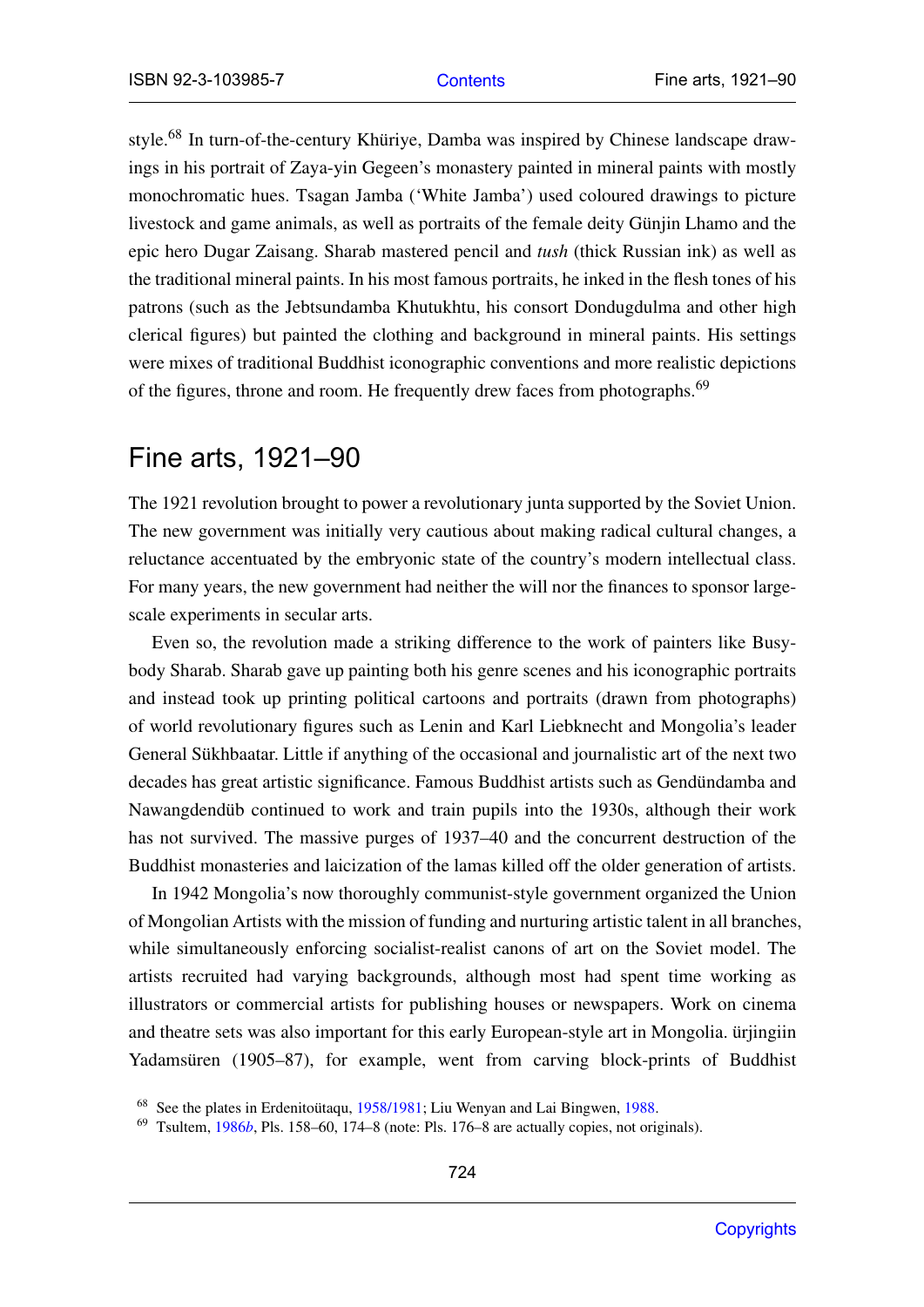style.[68] In turn-of-the-century Khüriye, Damba was inspired by Chinese landscape drawings in his portrait of Zaya-yin Gegeen's monastery painted in mineral paints with mostly monochromatic hues. Tsagan Jamba ('White Jamba') used coloured drawings to picture livestock and game animals, as well as portraits of the female deity Günjin Lhamo and the epic hero Dugar Zaisang. Sharab mastered pencil and *tush* (thick Russian ink) as well as the traditional mineral paints. In his most famous portraits, he inked in the flesh tones of his patrons (such as the Jebtsundamba Khutukhtu, his consort Dondugdulma and other high clerical figures) but painted the clothing and background in mineral paints. His settings were mixes of traditional Buddhist iconographic conventions and more realistic depictions of the figures, throne and room. He frequently drew faces from photographs.[69]

## Fine arts, 1921–90

The 1921 revolution brought to power a revolutionary junta supported by the Soviet Union. The new government was initially very cautious about making radical cultural changes, a reluctance accentuated by the embryonic state of the country's modern intellectual class. For many years, the new government had neither the will nor the finances to sponsor large-scale experiments in secular arts.

Even so, the revolution made a striking difference to the work of painters like Busybody Sharab. Sharab gave up painting both his genre scenes and his iconographic portraits and instead took up printing political cartoons and portraits (drawn from photographs) of world revolutionary figures such as Lenin and Karl Liebknecht and Mongolia's leader General Sükhbaatar. Little if anything of the occasional and journalistic art of the next two decades has great artistic significance. Famous Buddhist artists such as Gendündamba and Nawangdendüb continued to work and train pupils into the 1930s, although their work has not survived. The massive purges of 1937–40 and the concurrent destruction of the Buddhist monasteries and laicization of the lamas killed off the older generation of artists.

In 1942 Mongolia's now thoroughly communist-style government organized the Union of Mongolian Artists with the mission of funding and nurturing artistic talent in all branches, while simultaneously enforcing socialist-realist canons of art on the Soviet model. The artists recruited had varying backgrounds, although most had spent time working as illustrators or commercial artists for publishing houses or newspapers. Work on cinema and theatre sets was also important for this early European-style art in Mongolia. ürjingiin Yadamsüren (1905–87), for example, went from carving block-prints of Buddhist

[68] See the plates in Erdenitoütaqu, 1958/1981; Liu Wenyan and Lai Bingwen, 1988.

[69] Tsultem, 1986*b*, Pls. 158–60, 174–8 (note: Pls. 176–8 are actually copies, not originals).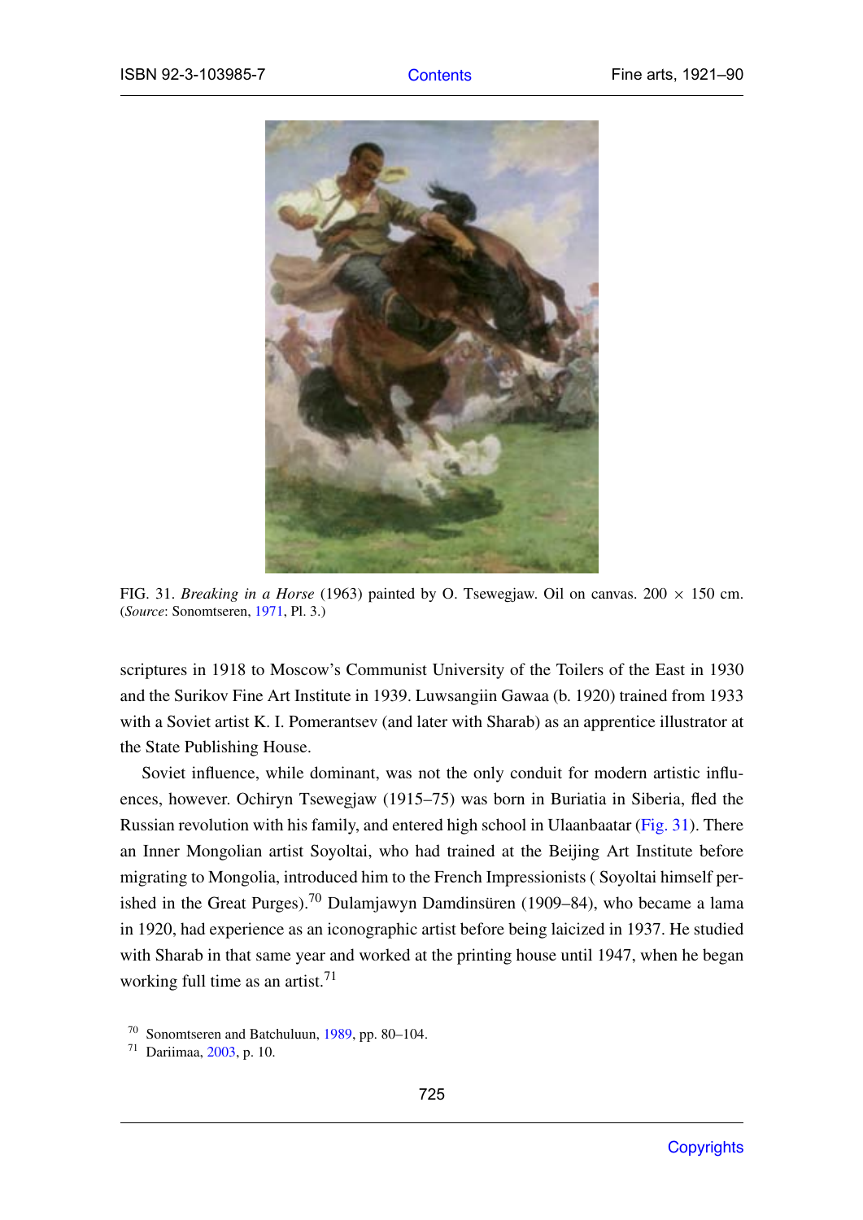FIG. 31. *Breaking in a Horse* (1963) painted by O. Tsewegjaw. Oil on canvas. 200 × 150 cm. (*Source*: Sonomtseren, 1971, Pl. 3.)

scriptures in 1918 to Moscow's Communist University of the Toilers of the East in 1930 and the Surikov Fine Art Institute in 1939. Luwsangiin Gawaa (b. 1920) trained from 1933 with a Soviet artist K. I. Pomerantsev (and later with Sharab) as an apprentice illustrator at the State Publishing House.

Soviet influence, while dominant, was not the only conduit for modern artistic influences, however. Ochiryn Tsewegjaw (1915–75) was born in Buriatia in Siberia, fled the Russian revolution with his family, and entered high school in Ulaanbaatar (Fig. 31). There an Inner Mongolian artist Soyoltai, who had trained at the Beijing Art Institute before migrating to Mongolia, introduced him to the French Impressionists ( Soyoltai himself perished in the Great Purges).[70] Dulamjawyn Damdinsüren (1909–84), who became a lama in 1920, had experience as an iconographic artist before being laicized in 1937. He studied with Sharab in that same year and worked at the printing house until 1947, when he began working full time as an artist.[71]

[70] Sonomtseren and Batchuluun, 1989, pp. 80–104.
[71] Dariimaa, 2003, p. 10.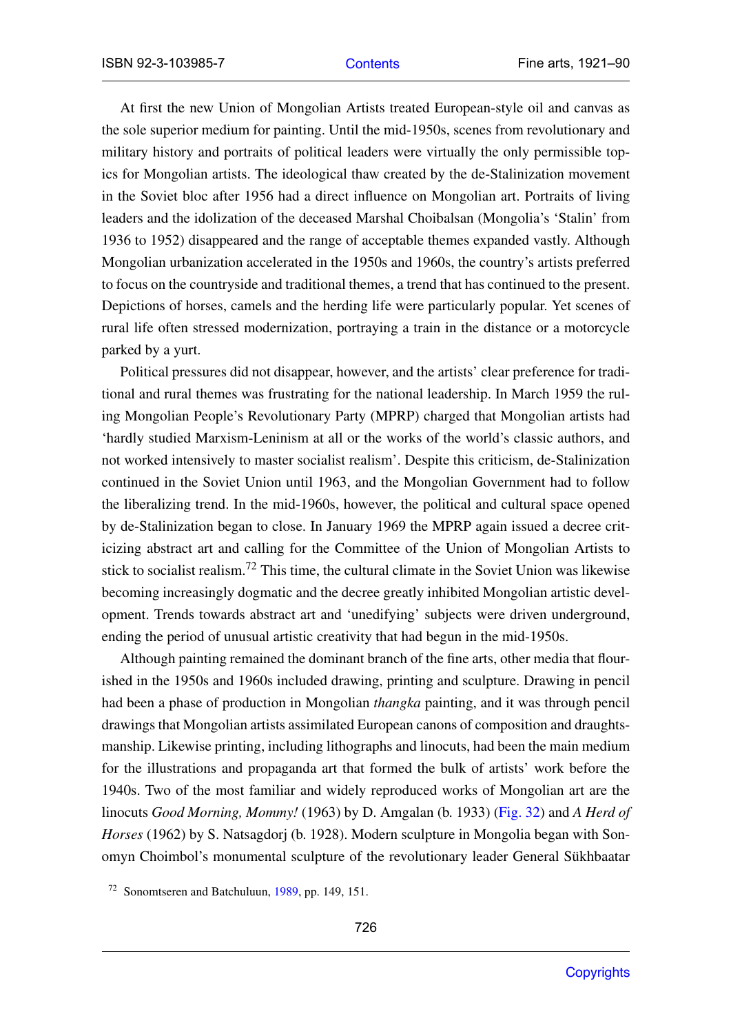At first the new Union of Mongolian Artists treated European-style oil and canvas as the sole superior medium for painting. Until the mid-1950s, scenes from revolutionary and military history and portraits of political leaders were virtually the only permissible topics for Mongolian artists. The ideological thaw created by the de-Stalinization movement in the Soviet bloc after 1956 had a direct influence on Mongolian art. Portraits of living leaders and the idolization of the deceased Marshal Choibalsan (Mongolia's 'Stalin' from 1936 to 1952) disappeared and the range of acceptable themes expanded vastly. Although Mongolian urbanization accelerated in the 1950s and 1960s, the country's artists preferred to focus on the countryside and traditional themes, a trend that has continued to the present. Depictions of horses, camels and the herding life were particularly popular. Yet scenes of rural life often stressed modernization, portraying a train in the distance or a motorcycle parked by a yurt.

Political pressures did not disappear, however, and the artists' clear preference for traditional and rural themes was frustrating for the national leadership. In March 1959 the ruling Mongolian People's Revolutionary Party (MPRP) charged that Mongolian artists had 'hardly studied Marxism-Leninism at all or the works of the world's classic authors, and not worked intensively to master socialist realism'. Despite this criticism, de-Stalinization continued in the Soviet Union until 1963, and the Mongolian Government had to follow the liberalizing trend. In the mid-1960s, however, the political and cultural space opened by de-Stalinization began to close. In January 1969 the MPRP again issued a decree criticizing abstract art and calling for the Committee of the Union of Mongolian Artists to stick to socialist realism.[72] This time, the cultural climate in the Soviet Union was likewise becoming increasingly dogmatic and the decree greatly inhibited Mongolian artistic development. Trends towards abstract art and 'unedifying' subjects were driven underground, ending the period of unusual artistic creativity that had begun in the mid-1950s.

Although painting remained the dominant branch of the fine arts, other media that flourished in the 1950s and 1960s included drawing, printing and sculpture. Drawing in pencil had been a phase of production in Mongolian *thangka* painting, and it was through pencil drawings that Mongolian artists assimilated European canons of composition and draughtsmanship. Likewise printing, including lithographs and linocuts, had been the main medium for the illustrations and propaganda art that formed the bulk of artists' work before the 1940s. Two of the most familiar and widely reproduced works of Mongolian art are the linocuts *Good Morning, Mommy!* (1963) by D. Amgalan (b. 1933) (Fig. 32) and *A Herd of Horses* (1962) by S. Natsagdorj (b. 1928). Modern sculpture in Mongolia began with Sonomyn Choimbol's monumental sculpture of the revolutionary leader General Sükhbaatar

[72] Sonomtseren and Batchuluun, 1989, pp. 149, 151.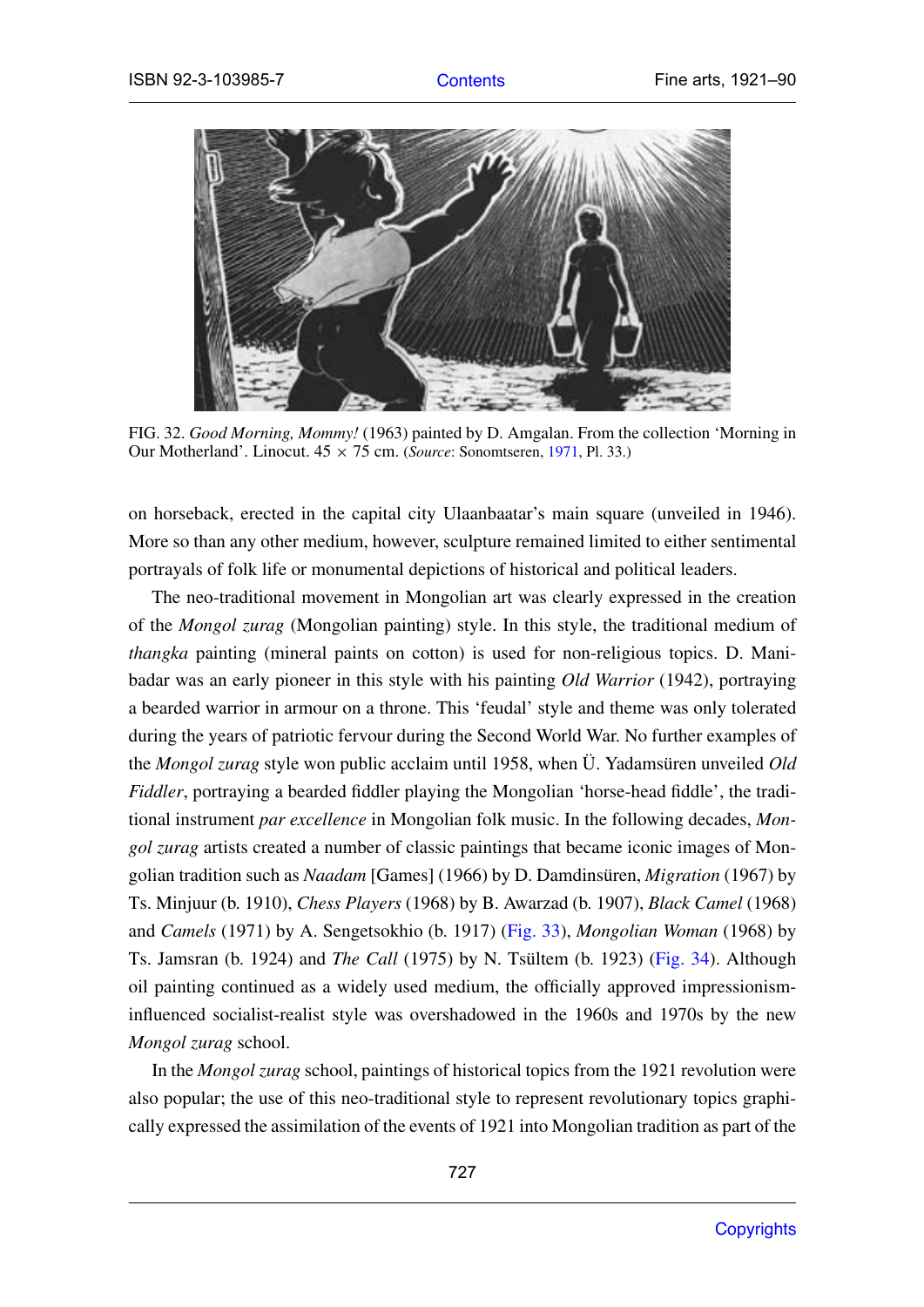FIG. 32. *Good Morning, Mommy!* (1963) painted by D. Amgalan. From the collection 'Morning in Our Motherland'. Linocut. 45 × 75 cm. (*Source*: Sonomtseren, 1971, Pl. 33.)

on horseback, erected in the capital city Ulaanbaatar's main square (unveiled in 1946). More so than any other medium, however, sculpture remained limited to either sentimental portrayals of folk life or monumental depictions of historical and political leaders.

The neo-traditional movement in Mongolian art was clearly expressed in the creation of the *Mongol zurag* (Mongolian painting) style. In this style, the traditional medium of *thangka* painting (mineral paints on cotton) is used for non-religious topics. D. Manibadar was an early pioneer in this style with his painting *Old Warrior* (1942), portraying a bearded warrior in armour on a throne. This 'feudal' style and theme was only tolerated during the years of patriotic fervour during the Second World War. No further examples of the *Mongol zurag* style won public acclaim until 1958, when Ü. Yadamsüren unveiled *Old Fiddler*, portraying a bearded fiddler playing the Mongolian 'horse-head fiddle', the traditional instrument *par excellence* in Mongolian folk music. In the following decades, *Mongol zurag* artists created a number of classic paintings that became iconic images of Mongolian tradition such as *Naadam* [Games] (1966) by D. Damdinsüren, *Migration* (1967) by Ts. Minjuur (b. 1910), *Chess Players* (1968) by B. Awarzad (b. 1907), *Black Camel* (1968) and *Camels* (1971) by A. Sengetsokhio (b. 1917) (Fig. 33), *Mongolian Woman* (1968) by Ts. Jamsran (b. 1924) and *The Call* (1975) by N. Tsültem (b. 1923) (Fig. 34). Although oil painting continued as a widely used medium, the officially approved impressionism-influenced socialist-realist style was overshadowed in the 1960s and 1970s by the new *Mongol zurag* school.

In the *Mongol zurag* school, paintings of historical topics from the 1921 revolution were also popular; the use of this neo-traditional style to represent revolutionary topics graphically expressed the assimilation of the events of 1921 into Mongolian tradition as part of the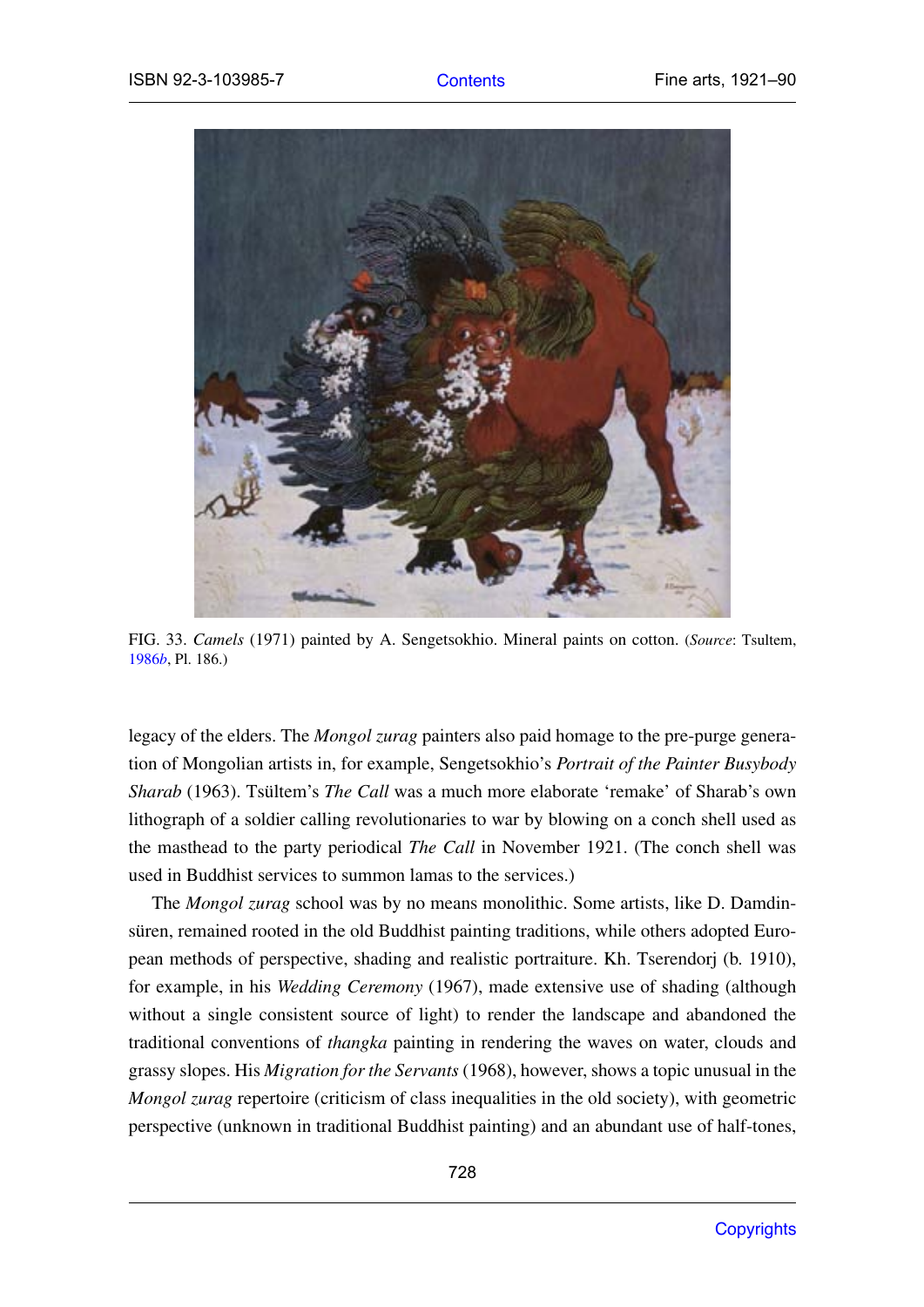FIG. 33. *Camels* (1971) painted by A. Sengetsokhio. Mineral paints on cotton. (*Source*: Tsultem, 1986*b*, Pl. 186.)

legacy of the elders. The *Mongol zurag* painters also paid homage to the pre-purge generation of Mongolian artists in, for example, Sengetsokhio's *Portrait of the Painter Busybody Sharab* (1963). Tsültem's *The Call* was a much more elaborate 'remake' of Sharab's own lithograph of a soldier calling revolutionaries to war by blowing on a conch shell used as the masthead to the party periodical *The Call* in November 1921. (The conch shell was used in Buddhist services to summon lamas to the services.)

The *Mongol zurag* school was by no means monolithic. Some artists, like D. Damdinsüren, remained rooted in the old Buddhist painting traditions, while others adopted European methods of perspective, shading and realistic portraiture. Kh. Tserendorj (b. 1910), for example, in his *Wedding Ceremony* (1967), made extensive use of shading (although without a single consistent source of light) to render the landscape and abandoned the traditional conventions of *thangka* painting in rendering the waves on water, clouds and grassy slopes. His *Migration for the Servants* (1968), however, shows a topic unusual in the *Mongol zurag* repertoire (criticism of class inequalities in the old society), with geometric perspective (unknown in traditional Buddhist painting) and an abundant use of half-tones,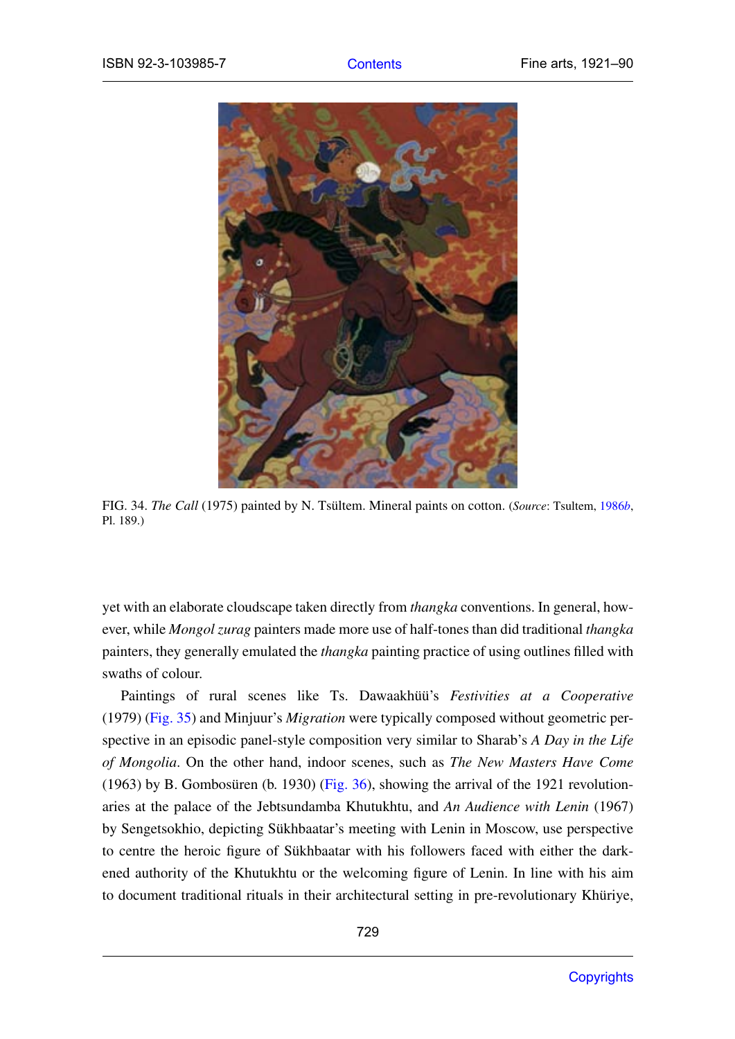FIG. 34. *The Call* (1975) painted by N. Tsültem. Mineral paints on cotton. (*Source*: Tsultem, 1986*b*, Pl. 189.)

yet with an elaborate cloudscape taken directly from *thangka* conventions. In general, however, while *Mongol zurag* painters made more use of half-tones than did traditional *thangka* painters, they generally emulated the *thangka* painting practice of using outlines filled with swaths of colour.

Paintings of rural scenes like Ts. Dawaakhüü's *Festivities at a Cooperative* (1979) (Fig. 35) and Minjuur's *Migration* were typically composed without geometric perspective in an episodic panel-style composition very similar to Sharab's *A Day in the Life of Mongolia*. On the other hand, indoor scenes, such as *The New Masters Have Come* (1963) by B. Gombosüren (b. 1930) (Fig. 36), showing the arrival of the 1921 revolutionaries at the palace of the Jebtsundamba Khutukhtu, and *An Audience with Lenin* (1967) by Sengetsokhio, depicting Sükhbaatar's meeting with Lenin in Moscow, use perspective to centre the heroic figure of Sükhbaatar with his followers faced with either the darkened authority of the Khutukhtu or the welcoming figure of Lenin. In line with his aim to document traditional rituals in their architectural setting in pre-revolutionary Khüriye,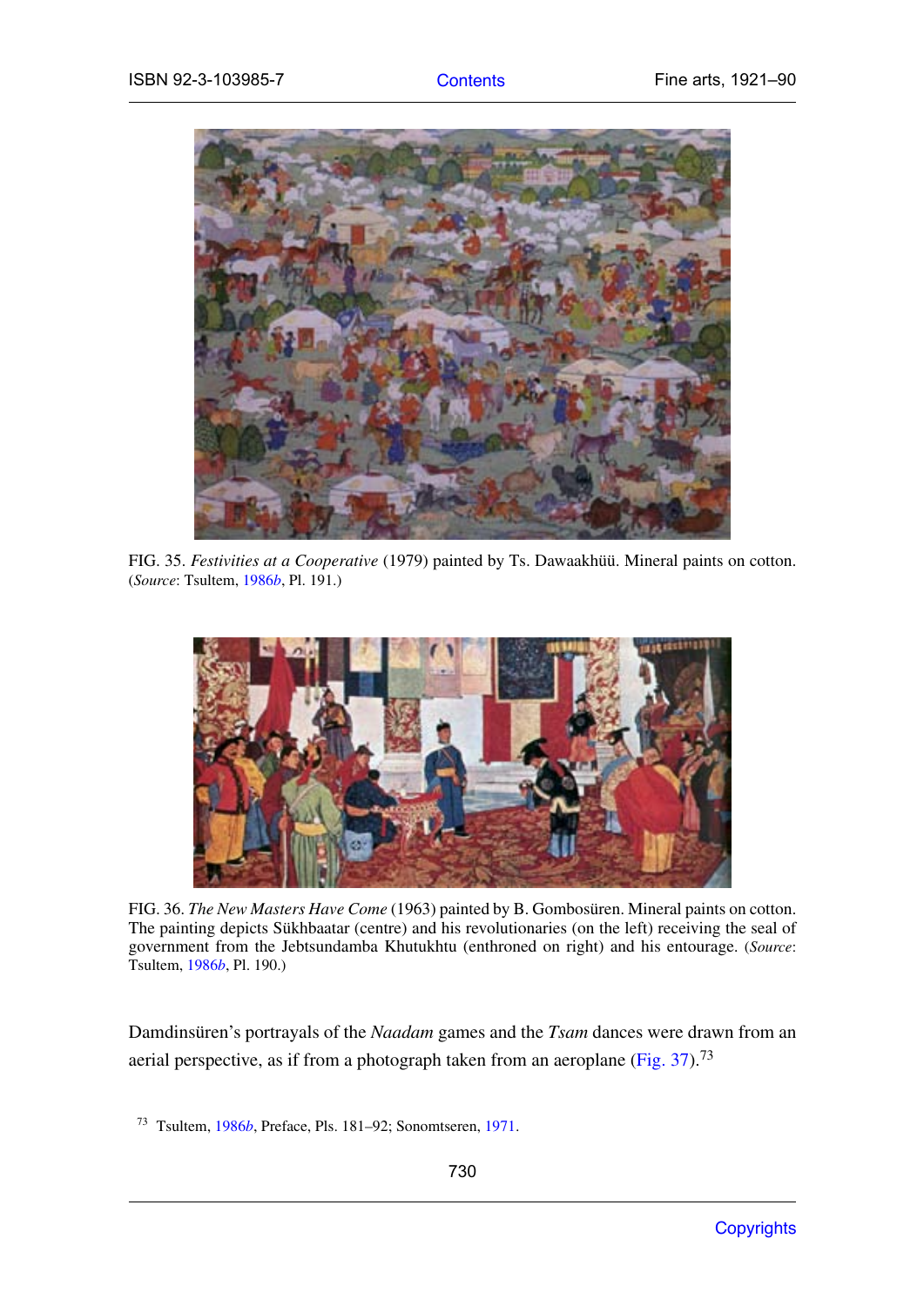FIG. 35. *Festivities at a Cooperative* (1979) painted by Ts. Dawaakhüü. Mineral paints on cotton. (*Source*: Tsultem, 1986*b*, Pl. 191.)

FIG. 36. *The New Masters Have Come* (1963) painted by B. Gombosüren. Mineral paints on cotton. The painting depicts Sükhbaatar (centre) and his revolutionaries (on the left) receiving the seal of government from the Jebtsundamba Khutukhtu (enthroned on right) and his entourage. (*Source*: Tsultem, 1986*b*, Pl. 190.)

Damdinsüren's portrayals of the *Naadam* games and the *Tsam* dances were drawn from an aerial perspective, as if from a photograph taken from an aeroplane (Fig. 37).[73]

[73] Tsultem, 1986*b*, Preface, Pls. 181–92; Sonomtseren, 1971.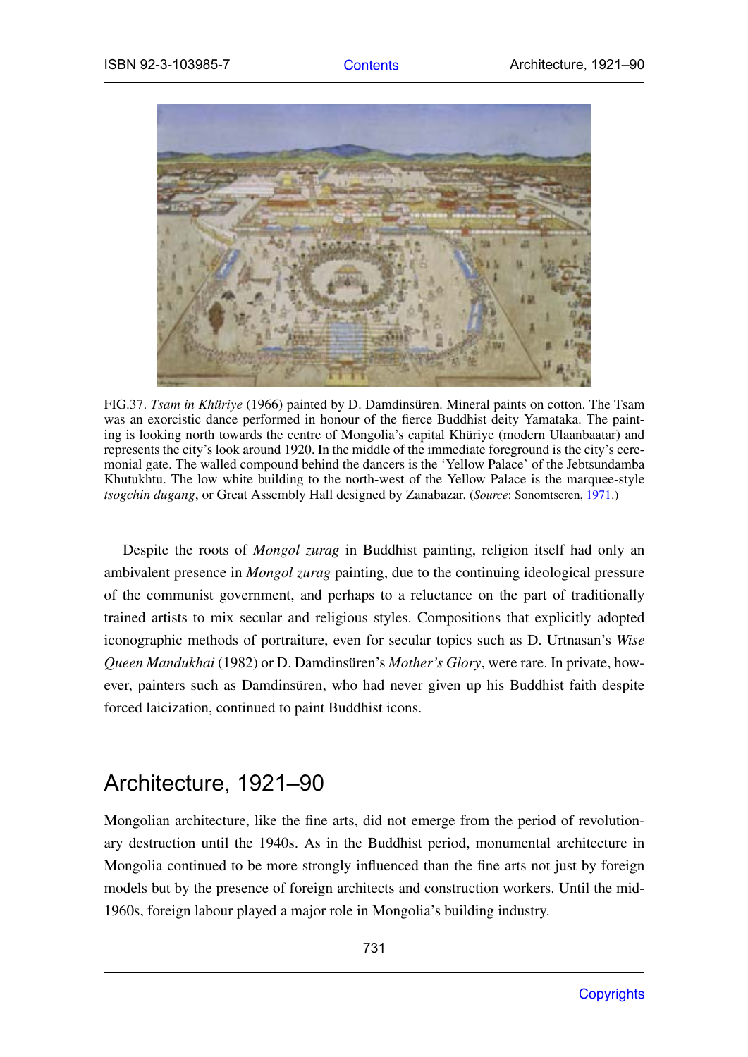FIG.37. *Tsam in Khüriye* (1966) painted by D. Damdinsüren. Mineral paints on cotton. The Tsam was an exorcistic dance performed in honour of the fierce Buddhist deity Yamataka. The painting is looking north towards the centre of Mongolia's capital Khüriye (modern Ulaanbaatar) and represents the city's look around 1920. In the middle of the immediate foreground is the city's ceremonial gate. The walled compound behind the dancers is the 'Yellow Palace' of the Jebtsundamba Khutukhtu. The low white building to the north-west of the Yellow Palace is the marquee-style *tsogchin dugang*, or Great Assembly Hall designed by Zanabazar. (*Source*: Sonomtseren, 1971.)

Despite the roots of *Mongol zurag* in Buddhist painting, religion itself had only an ambivalent presence in *Mongol zurag* painting, due to the continuing ideological pressure of the communist government, and perhaps to a reluctance on the part of traditionally trained artists to mix secular and religious styles. Compositions that explicitly adopted iconographic methods of portraiture, even for secular topics such as D. Urtnasan's *Wise Queen Mandukhai* (1982) or D. Damdinsüren's *Mother's Glory*, were rare. In private, however, painters such as Damdinsüren, who had never given up his Buddhist faith despite forced laicization, continued to paint Buddhist icons.

## Architecture, 1921–90

Mongolian architecture, like the fine arts, did not emerge from the period of revolutionary destruction until the 1940s. As in the Buddhist period, monumental architecture in Mongolia continued to be more strongly influenced than the fine arts not just by foreign models but by the presence of foreign architects and construction workers. Until the mid-1960s, foreign labour played a major role in Mongolia's building industry.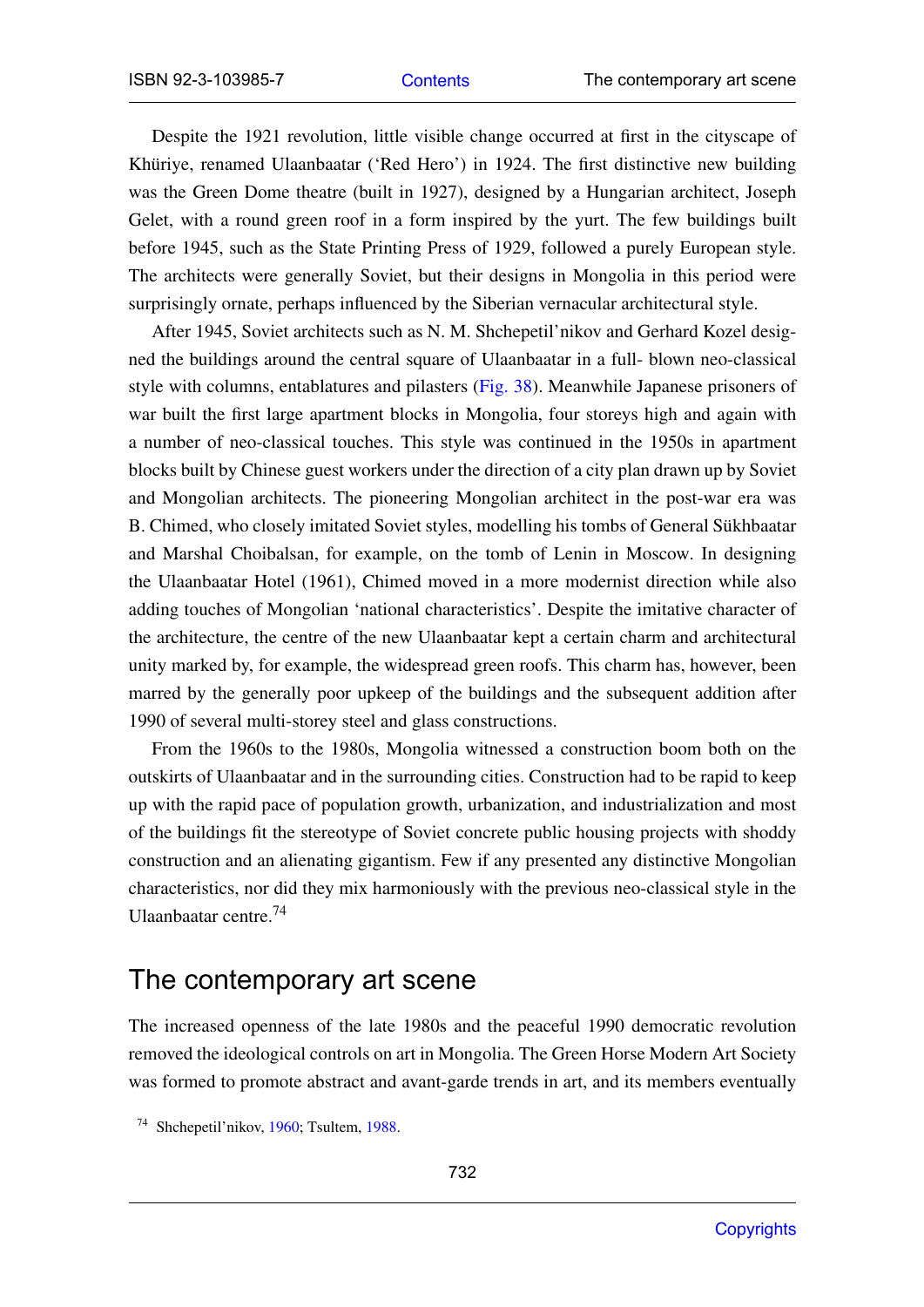Despite the 1921 revolution, little visible change occurred at first in the cityscape of Khüriye, renamed Ulaanbaatar ('Red Hero') in 1924. The first distinctive new building was the Green Dome theatre (built in 1927), designed by a Hungarian architect, Joseph Gelet, with a round green roof in a form inspired by the yurt. The few buildings built before 1945, such as the State Printing Press of 1929, followed a purely European style. The architects were generally Soviet, but their designs in Mongolia in this period were surprisingly ornate, perhaps influenced by the Siberian vernacular architectural style.

After 1945, Soviet architects such as N. M. Shchepetil'nikov and Gerhard Kozel designed the buildings around the central square of Ulaanbaatar in a full- blown neo-classical style with columns, entablatures and pilasters (Fig. 38). Meanwhile Japanese prisoners of war built the first large apartment blocks in Mongolia, four storeys high and again with a number of neo-classical touches. This style was continued in the 1950s in apartment blocks built by Chinese guest workers under the direction of a city plan drawn up by Soviet and Mongolian architects. The pioneering Mongolian architect in the post-war era was B. Chimed, who closely imitated Soviet styles, modelling his tombs of General Sükhbaatar and Marshal Choibalsan, for example, on the tomb of Lenin in Moscow. In designing the Ulaanbaatar Hotel (1961), Chimed moved in a more modernist direction while also adding touches of Mongolian 'national characteristics'. Despite the imitative character of the architecture, the centre of the new Ulaanbaatar kept a certain charm and architectural unity marked by, for example, the widespread green roofs. This charm has, however, been marred by the generally poor upkeep of the buildings and the subsequent addition after 1990 of several multi-storey steel and glass constructions.

From the 1960s to the 1980s, Mongolia witnessed a construction boom both on the outskirts of Ulaanbaatar and in the surrounding cities. Construction had to be rapid to keep up with the rapid pace of population growth, urbanization, and industrialization and most of the buildings fit the stereotype of Soviet concrete public housing projects with shoddy construction and an alienating gigantism. Few if any presented any distinctive Mongolian characteristics, nor did they mix harmoniously with the previous neo-classical style in the Ulaanbaatar centre.[74]

## The contemporary art scene

The increased openness of the late 1980s and the peaceful 1990 democratic revolution removed the ideological controls on art in Mongolia. The Green Horse Modern Art Society was formed to promote abstract and avant-garde trends in art, and its members eventually

[74] Shchepetil'nikov, 1960; Tsultem, 1988.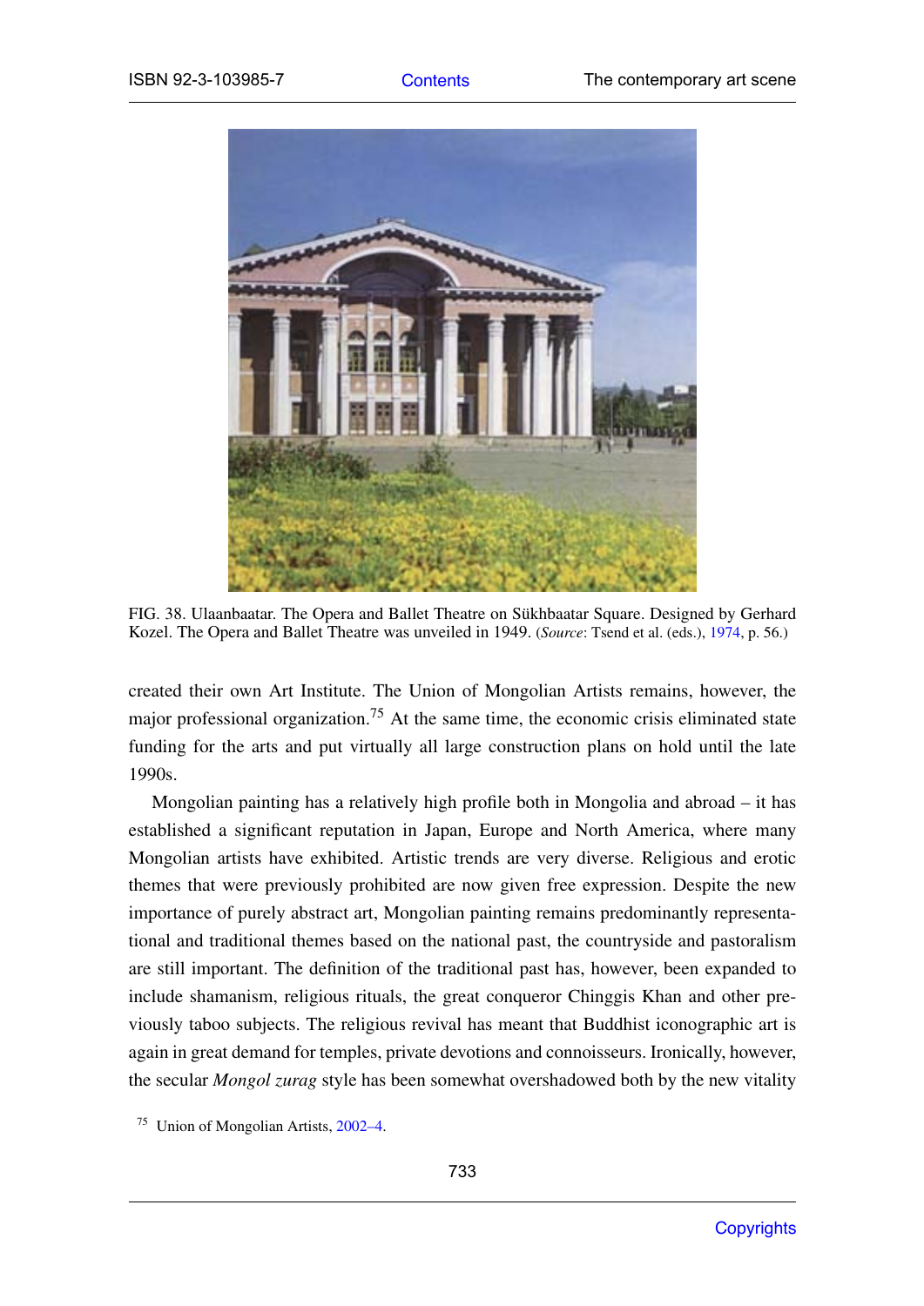FIG. 38. Ulaanbaatar. The Opera and Ballet Theatre on Sükhbaatar Square. Designed by Gerhard Kozel. The Opera and Ballet Theatre was unveiled in 1949. (*Source*: Tsend et al. (eds.), 1974, p. 56.)

created their own Art Institute. The Union of Mongolian Artists remains, however, the major professional organization.[75] At the same time, the economic crisis eliminated state funding for the arts and put virtually all large construction plans on hold until the late 1990s.

Mongolian painting has a relatively high profile both in Mongolia and abroad – it has established a significant reputation in Japan, Europe and North America, where many Mongolian artists have exhibited. Artistic trends are very diverse. Religious and erotic themes that were previously prohibited are now given free expression. Despite the new importance of purely abstract art, Mongolian painting remains predominantly representational and traditional themes based on the national past, the countryside and pastoralism are still important. The definition of the traditional past has, however, been expanded to include shamanism, religious rituals, the great conqueror Chinggis Khan and other previously taboo subjects. The religious revival has meant that Buddhist iconographic art is again in great demand for temples, private devotions and connoisseurs. Ironically, however, the secular *Mongol zurag* style has been somewhat overshadowed both by the new vitality

[75] Union of Mongolian Artists, 2002–4.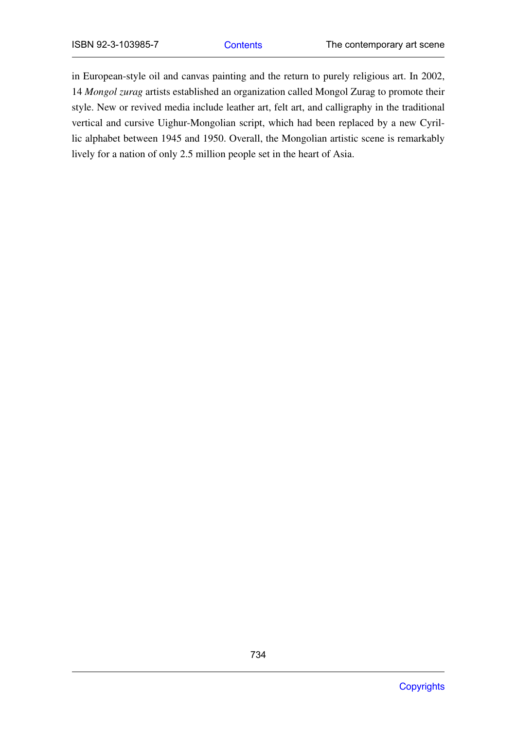in European-style oil and canvas painting and the return to purely religious art. In 2002, 14 *Mongol zurag* artists established an organization called Mongol Zurag to promote their style. New or revived media include leather art, felt art, and calligraphy in the traditional vertical and cursive Uighur-Mongolian script, which had been replaced by a new Cyrillic alphabet between 1945 and 1950. Overall, the Mongolian artistic scene is remarkably lively for a nation of only 2.5 million people set in the heart of Asia.